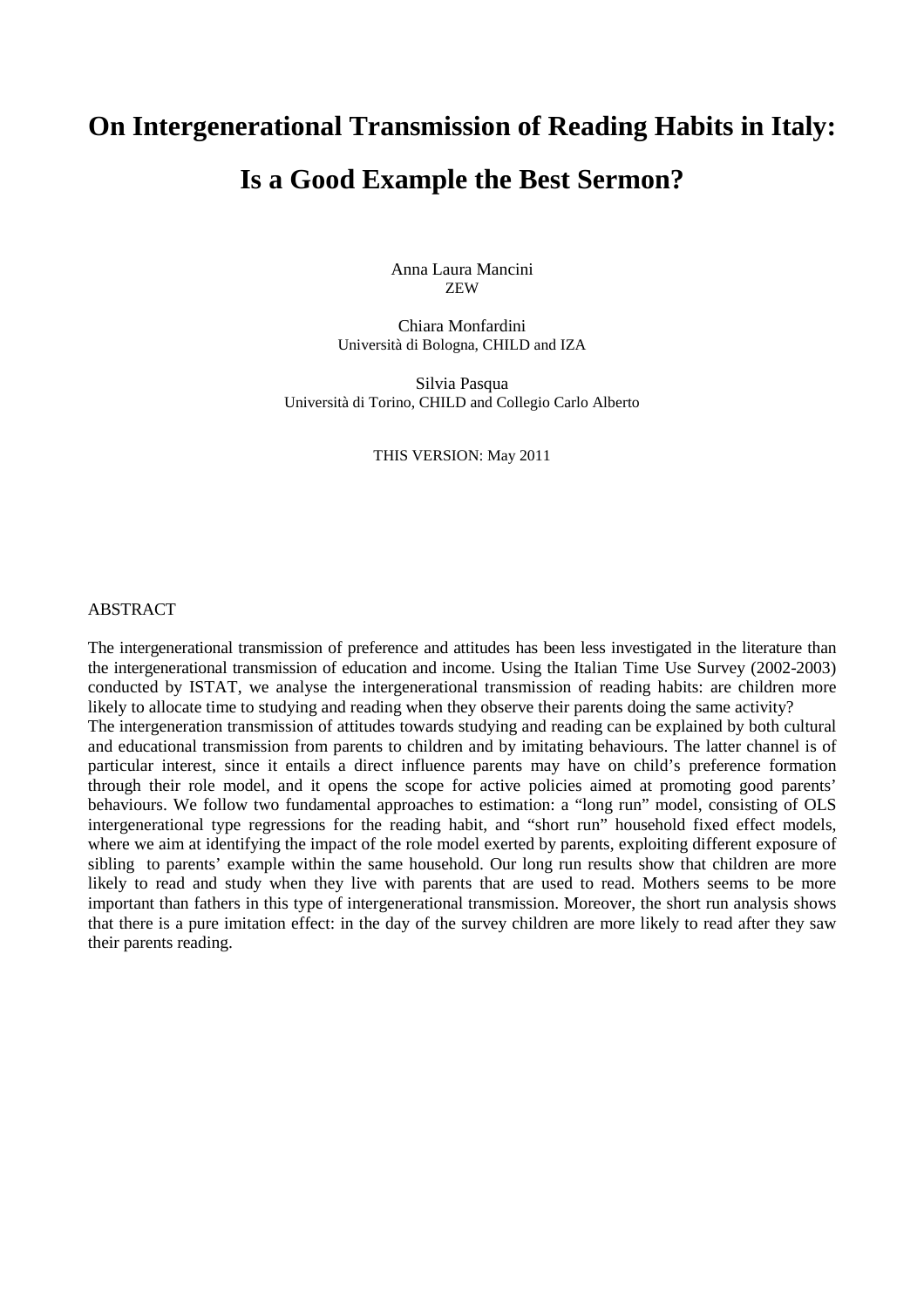# On Intergenerational Transmission of Reading Habits in Italy: Is a Good Example the Best Sermon?

Anna Laura Mancini
ZEW

Chiara Monfardini
Università di Bologna, CHILD and IZA

Silvia Pasqua
Università di Torino, CHILD and Collegio Carlo Alberto

THIS VERSION: May 2011

ABSTRACT

The intergenerational transmission of preference and attitudes has been less investigated in the literature than the intergenerational transmission of education and income. Using the Italian Time Use Survey (2002-2003) conducted by ISTAT, we analyse the intergenerational transmission of reading habits: are children more likely to allocate time to studying and reading when they observe their parents doing the same activity?
The intergeneration transmission of attitudes towards studying and reading can be explained by both cultural and educational transmission from parents to children and by imitating behaviours. The latter channel is of particular interest, since it entails a direct influence parents may have on child's preference formation through their role model, and it opens the scope for active policies aimed at promoting good parents' behaviours. We follow two fundamental approaches to estimation: a "long run" model, consisting of OLS intergenerational type regressions for the reading habit, and "short run" household fixed effect models, where we aim at identifying the impact of the role model exerted by parents, exploiting different exposure of sibling to parents' example within the same household. Our long run results show that children are more likely to read and study when they live with parents that are used to read. Mothers seems to be more important than fathers in this type of intergenerational transmission. Moreover, the short run analysis shows that there is a pure imitation effect: in the day of the survey children are more likely to read after they saw their parents reading.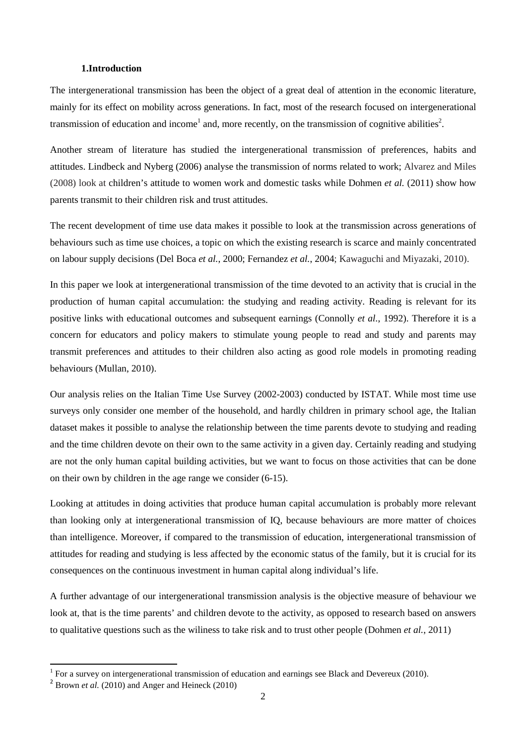## 1.Introduction

The intergenerational transmission has been the object of a great deal of attention in the economic literature, mainly for its effect on mobility across generations. In fact, most of the research focused on intergenerational transmission of education and income[1] and, more recently, on the transmission of cognitive abilities[2].

Another stream of literature has studied the intergenerational transmission of preferences, habits and attitudes. Lindbeck and Nyberg (2006) analyse the transmission of norms related to work; Alvarez and Miles (2008) look at children's attitude to women work and domestic tasks while Dohmen *et al.* (2011) show how parents transmit to their children risk and trust attitudes.

The recent development of time use data makes it possible to look at the transmission across generations of behaviours such as time use choices, a topic on which the existing research is scarce and mainly concentrated on labour supply decisions (Del Boca *et al.*, 2000; Fernandez *et al.*, 2004; Kawaguchi and Miyazaki, 2010).

In this paper we look at intergenerational transmission of the time devoted to an activity that is crucial in the production of human capital accumulation: the studying and reading activity. Reading is relevant for its positive links with educational outcomes and subsequent earnings (Connolly *et al*., 1992). Therefore it is a concern for educators and policy makers to stimulate young people to read and study and parents may transmit preferences and attitudes to their children also acting as good role models in promoting reading behaviours (Mullan, 2010).

Our analysis relies on the Italian Time Use Survey (2002-2003) conducted by ISTAT. While most time use surveys only consider one member of the household, and hardly children in primary school age, the Italian dataset makes it possible to analyse the relationship between the time parents devote to studying and reading and the time children devote on their own to the same activity in a given day. Certainly reading and studying are not the only human capital building activities, but we want to focus on those activities that can be done on their own by children in the age range we consider (6-15).

Looking at attitudes in doing activities that produce human capital accumulation is probably more relevant than looking only at intergenerational transmission of IQ, because behaviours are more matter of choices than intelligence. Moreover, if compared to the transmission of education, intergenerational transmission of attitudes for reading and studying is less affected by the economic status of the family, but it is crucial for its consequences on the continuous investment in human capital along individual's life.

A further advantage of our intergenerational transmission analysis is the objective measure of behaviour we look at, that is the time parents' and children devote to the activity, as opposed to research based on answers to qualitative questions such as the wiliness to take risk and to trust other people (Dohmen *et al.*, 2011)

[1] For a survey on intergenerational transmission of education and earnings see Black and Devereux (2010).

[2] Brown *et al.* (2010) and Anger and Heineck (2010)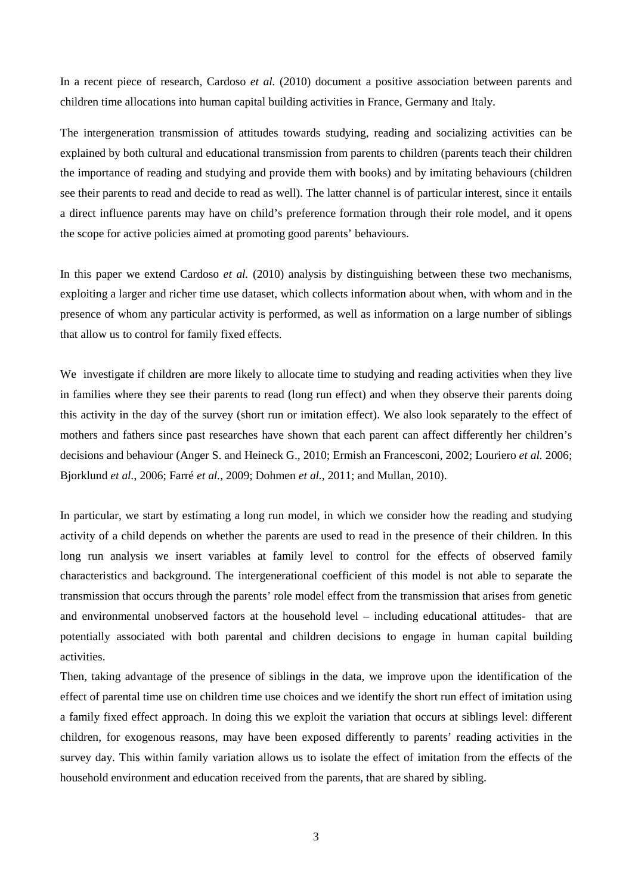In a recent piece of research, Cardoso *et al.* (2010) document a positive association between parents and children time allocations into human capital building activities in France, Germany and Italy.

The intergeneration transmission of attitudes towards studying, reading and socializing activities can be explained by both cultural and educational transmission from parents to children (parents teach their children the importance of reading and studying and provide them with books) and by imitating behaviours (children see their parents to read and decide to read as well). The latter channel is of particular interest, since it entails a direct influence parents may have on child's preference formation through their role model, and it opens the scope for active policies aimed at promoting good parents' behaviours.

In this paper we extend Cardoso *et al.* (2010) analysis by distinguishing between these two mechanisms, exploiting a larger and richer time use dataset, which collects information about when, with whom and in the presence of whom any particular activity is performed, as well as information on a large number of siblings that allow us to control for family fixed effects.

We investigate if children are more likely to allocate time to studying and reading activities when they live in families where they see their parents to read (long run effect) and when they observe their parents doing this activity in the day of the survey (short run or imitation effect). We also look separately to the effect of mothers and fathers since past researches have shown that each parent can affect differently her children's decisions and behaviour (Anger S. and Heineck G., 2010; Ermish an Francesconi, 2002; Louriero *et al.* 2006; Bjorklund *et al.*, 2006; Farré *et al.*, 2009; Dohmen *et al.*, 2011; and Mullan, 2010).

In particular, we start by estimating a long run model, in which we consider how the reading and studying activity of a child depends on whether the parents are used to read in the presence of their children. In this long run analysis we insert variables at family level to control for the effects of observed family characteristics and background. The intergenerational coefficient of this model is not able to separate the transmission that occurs through the parents' role model effect from the transmission that arises from genetic and environmental unobserved factors at the household level – including educational attitudes- that are potentially associated with both parental and children decisions to engage in human capital building activities.

Then, taking advantage of the presence of siblings in the data, we improve upon the identification of the effect of parental time use on children time use choices and we identify the short run effect of imitation using a family fixed effect approach. In doing this we exploit the variation that occurs at siblings level: different children, for exogenous reasons, may have been exposed differently to parents' reading activities in the survey day. This within family variation allows us to isolate the effect of imitation from the effects of the household environment and education received from the parents, that are shared by sibling.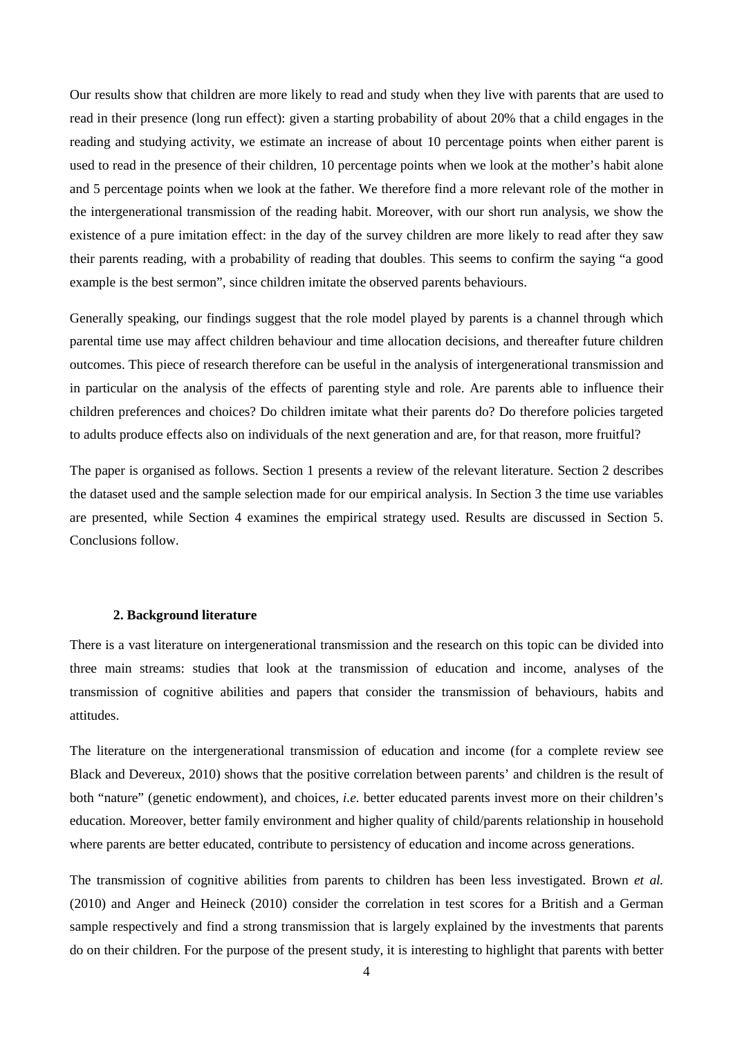Our results show that children are more likely to read and study when they live with parents that are used to read in their presence (long run effect): given a starting probability of about 20% that a child engages in the reading and studying activity, we estimate an increase of about 10 percentage points when either parent is used to read in the presence of their children, 10 percentage points when we look at the mother's habit alone and 5 percentage points when we look at the father. We therefore find a more relevant role of the mother in the intergenerational transmission of the reading habit. Moreover, with our short run analysis, we show the existence of a pure imitation effect: in the day of the survey children are more likely to read after they saw their parents reading, with a probability of reading that doubles. This seems to confirm the saying "a good example is the best sermon", since children imitate the observed parents behaviours.

Generally speaking, our findings suggest that the role model played by parents is a channel through which parental time use may affect children behaviour and time allocation decisions, and thereafter future children outcomes. This piece of research therefore can be useful in the analysis of intergenerational transmission and in particular on the analysis of the effects of parenting style and role. Are parents able to influence their children preferences and choices? Do children imitate what their parents do? Do therefore policies targeted to adults produce effects also on individuals of the next generation and are, for that reason, more fruitful?

The paper is organised as follows. Section 1 presents a review of the relevant literature. Section 2 describes the dataset used and the sample selection made for our empirical analysis. In Section 3 the time use variables are presented, while Section 4 examines the empirical strategy used. Results are discussed in Section 5. Conclusions follow.

## 2. Background literature

There is a vast literature on intergenerational transmission and the research on this topic can be divided into three main streams: studies that look at the transmission of education and income, analyses of the transmission of cognitive abilities and papers that consider the transmission of behaviours, habits and attitudes.

The literature on the intergenerational transmission of education and income (for a complete review see Black and Devereux, 2010) shows that the positive correlation between parents' and children is the result of both "nature" (genetic endowment), and choices, *i.e.* better educated parents invest more on their children's education. Moreover, better family environment and higher quality of child/parents relationship in household where parents are better educated, contribute to persistency of education and income across generations.

The transmission of cognitive abilities from parents to children has been less investigated. Brown *et al.* (2010) and Anger and Heineck (2010) consider the correlation in test scores for a British and a German sample respectively and find a strong transmission that is largely explained by the investments that parents do on their children. For the purpose of the present study, it is interesting to highlight that parents with better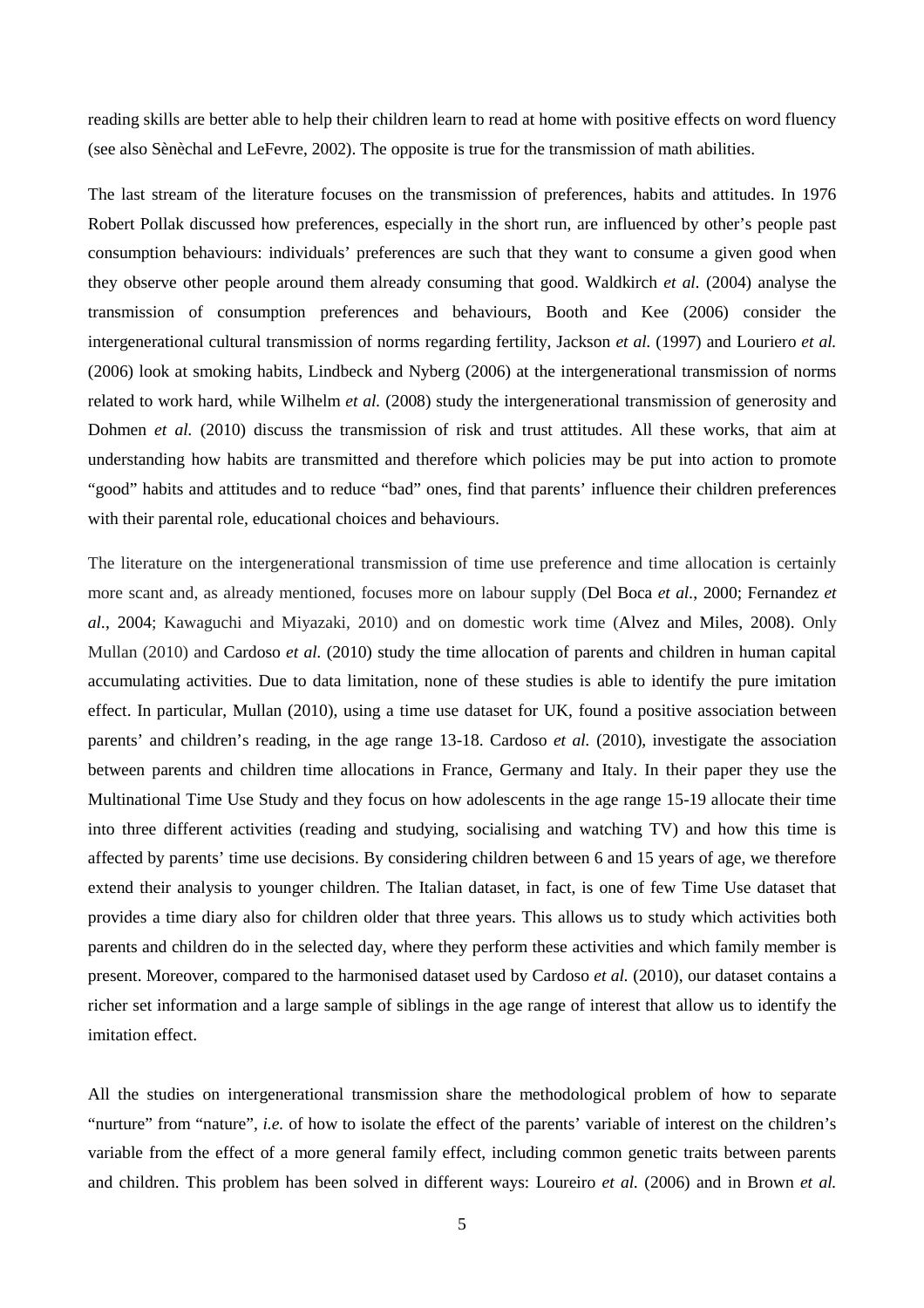reading skills are better able to help their children learn to read at home with positive effects on word fluency (see also Sènèchal and LeFevre, 2002). The opposite is true for the transmission of math abilities.

The last stream of the literature focuses on the transmission of preferences, habits and attitudes. In 1976 Robert Pollak discussed how preferences, especially in the short run, are influenced by other's people past consumption behaviours: individuals' preferences are such that they want to consume a given good when they observe other people around them already consuming that good. Waldkirch *et al*. (2004) analyse the transmission of consumption preferences and behaviours, Booth and Kee (2006) consider the intergenerational cultural transmission of norms regarding fertility, Jackson *et al.* (1997) and Louriero *et al.* (2006) look at smoking habits, Lindbeck and Nyberg (2006) at the intergenerational transmission of norms related to work hard, while Wilhelm *et al.* (2008) study the intergenerational transmission of generosity and Dohmen *et al.* (2010) discuss the transmission of risk and trust attitudes. All these works, that aim at understanding how habits are transmitted and therefore which policies may be put into action to promote "good" habits and attitudes and to reduce "bad" ones, find that parents' influence their children preferences with their parental role, educational choices and behaviours.

The literature on the intergenerational transmission of time use preference and time allocation is certainly more scant and, as already mentioned, focuses more on labour supply (Del Boca *et al.*, 2000; Fernandez *et al.*, 2004; Kawaguchi and Miyazaki, 2010) and on domestic work time (Alvez and Miles, 2008). Only Mullan (2010) and Cardoso *et al.* (2010) study the time allocation of parents and children in human capital accumulating activities. Due to data limitation, none of these studies is able to identify the pure imitation effect. In particular, Mullan (2010), using a time use dataset for UK, found a positive association between parents' and children's reading, in the age range 13-18. Cardoso *et al.* (2010), investigate the association between parents and children time allocations in France, Germany and Italy. In their paper they use the Multinational Time Use Study and they focus on how adolescents in the age range 15-19 allocate their time into three different activities (reading and studying, socialising and watching TV) and how this time is affected by parents' time use decisions. By considering children between 6 and 15 years of age, we therefore extend their analysis to younger children. The Italian dataset, in fact, is one of few Time Use dataset that provides a time diary also for children older that three years. This allows us to study which activities both parents and children do in the selected day, where they perform these activities and which family member is present. Moreover, compared to the harmonised dataset used by Cardoso *et al.* (2010), our dataset contains a richer set information and a large sample of siblings in the age range of interest that allow us to identify the imitation effect.

All the studies on intergenerational transmission share the methodological problem of how to separate "nurture" from "nature", *i.e.* of how to isolate the effect of the parents' variable of interest on the children's variable from the effect of a more general family effect, including common genetic traits between parents and children. This problem has been solved in different ways: Loureiro *et al.* (2006) and in Brown *et al.*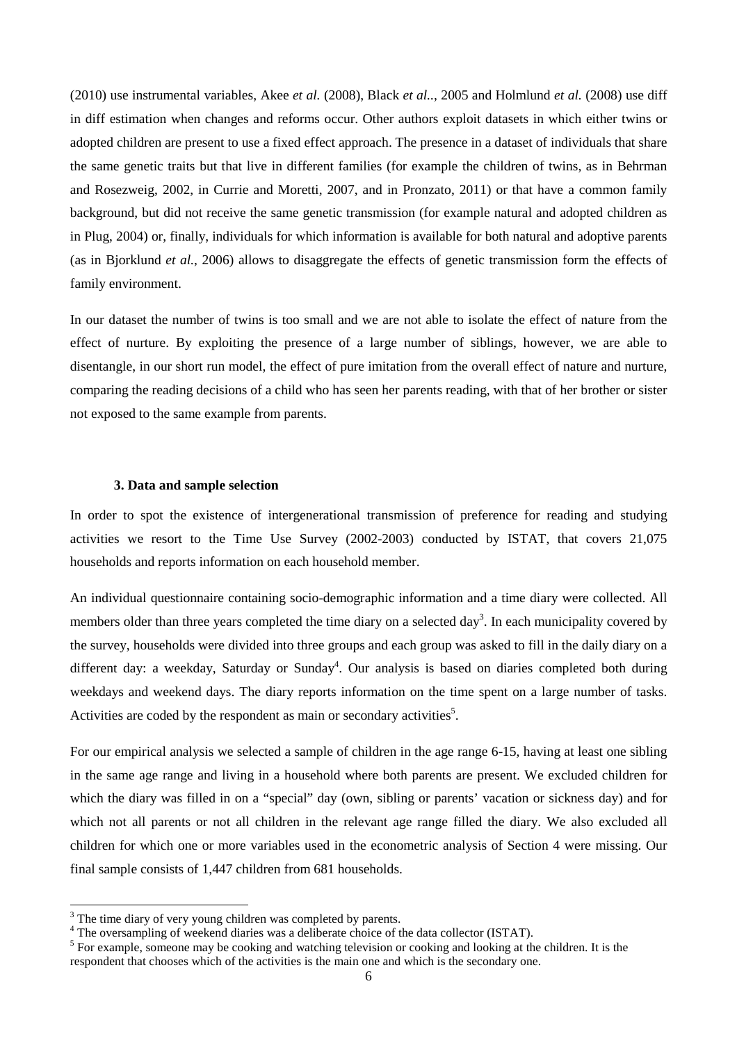(2010) use instrumental variables, Akee *et al.* (2008), Black *et al.*., 2005 and Holmlund *et al.* (2008) use diff in diff estimation when changes and reforms occur. Other authors exploit datasets in which either twins or adopted children are present to use a fixed effect approach. The presence in a dataset of individuals that share the same genetic traits but that live in different families (for example the children of twins, as in Behrman and Rosezweig, 2002, in Currie and Moretti, 2007, and in Pronzato, 2011) or that have a common family background, but did not receive the same genetic transmission (for example natural and adopted children as in Plug, 2004) or, finally, individuals for which information is available for both natural and adoptive parents (as in Bjorklund *et al.*, 2006) allows to disaggregate the effects of genetic transmission form the effects of family environment.

In our dataset the number of twins is too small and we are not able to isolate the effect of nature from the effect of nurture. By exploiting the presence of a large number of siblings, however, we are able to disentangle, in our short run model, the effect of pure imitation from the overall effect of nature and nurture, comparing the reading decisions of a child who has seen her parents reading, with that of her brother or sister not exposed to the same example from parents.

### 3. Data and sample selection

In order to spot the existence of intergenerational transmission of preference for reading and studying activities we resort to the Time Use Survey (2002-2003) conducted by ISTAT, that covers 21,075 households and reports information on each household member.

An individual questionnaire containing socio-demographic information and a time diary were collected. All members older than three years completed the time diary on a selected day[3]. In each municipality covered by the survey, households were divided into three groups and each group was asked to fill in the daily diary on a different day: a weekday, Saturday or Sunday[4]. Our analysis is based on diaries completed both during weekdays and weekend days. The diary reports information on the time spent on a large number of tasks. Activities are coded by the respondent as main or secondary activities[5].

For our empirical analysis we selected a sample of children in the age range 6-15, having at least one sibling in the same age range and living in a household where both parents are present. We excluded children for which the diary was filled in on a "special" day (own, sibling or parents' vacation or sickness day) and for which not all parents or not all children in the relevant age range filled the diary. We also excluded all children for which one or more variables used in the econometric analysis of Section 4 were missing. Our final sample consists of 1,447 children from 681 households.

---

[3] The time diary of very young children was completed by parents.

[4] The oversampling of weekend diaries was a deliberate choice of the data collector (ISTAT).

[5] For example, someone may be cooking and watching television or cooking and looking at the children. It is the respondent that chooses which of the activities is the main one and which is the secondary one.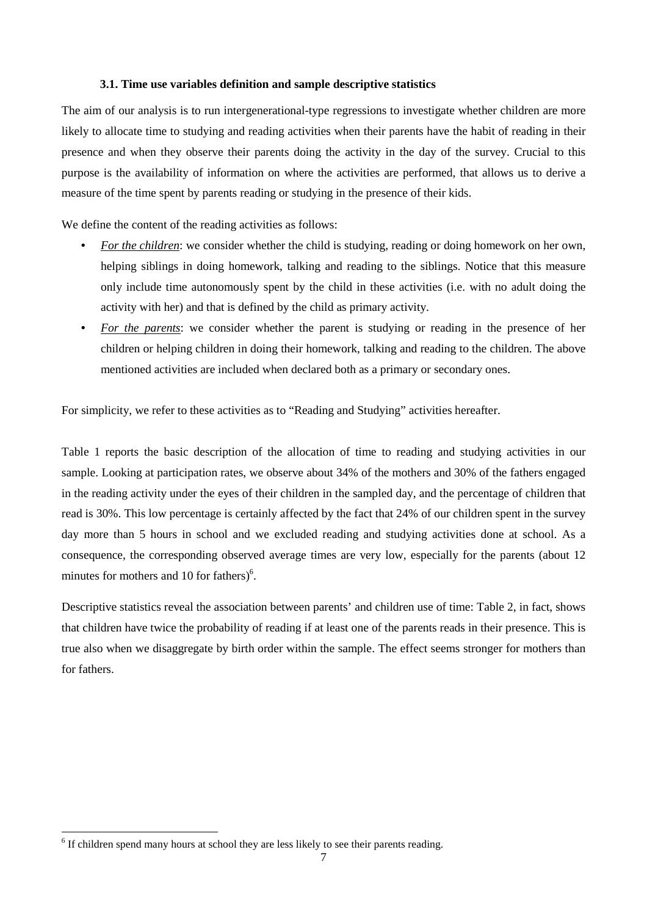### 3.1. Time use variables definition and sample descriptive statistics

The aim of our analysis is to run intergenerational-type regressions to investigate whether children are more likely to allocate time to studying and reading activities when their parents have the habit of reading in their presence and when they observe their parents doing the activity in the day of the survey. Crucial to this purpose is the availability of information on where the activities are performed, that allows us to derive a measure of the time spent by parents reading or studying in the presence of their kids.

We define the content of the reading activities as follows:

- *For the children*: we consider whether the child is studying, reading or doing homework on her own, helping siblings in doing homework, talking and reading to the siblings. Notice that this measure only include time autonomously spent by the child in these activities (i.e. with no adult doing the activity with her) and that is defined by the child as primary activity.
- *For the parents*: we consider whether the parent is studying or reading in the presence of her children or helping children in doing their homework, talking and reading to the children. The above mentioned activities are included when declared both as a primary or secondary ones.

For simplicity, we refer to these activities as to "Reading and Studying" activities hereafter.

Table 1 reports the basic description of the allocation of time to reading and studying activities in our sample. Looking at participation rates, we observe about 34% of the mothers and 30% of the fathers engaged in the reading activity under the eyes of their children in the sampled day, and the percentage of children that read is 30%. This low percentage is certainly affected by the fact that 24% of our children spent in the survey day more than 5 hours in school and we excluded reading and studying activities done at school. As a consequence, the corresponding observed average times are very low, especially for the parents (about 12 minutes for mothers and 10 for fathers)[6].

Descriptive statistics reveal the association between parents' and children use of time: Table 2, in fact, shows that children have twice the probability of reading if at least one of the parents reads in their presence. This is true also when we disaggregate by birth order within the sample. The effect seems stronger for mothers than for fathers.

[6] If children spend many hours at school they are less likely to see their parents reading.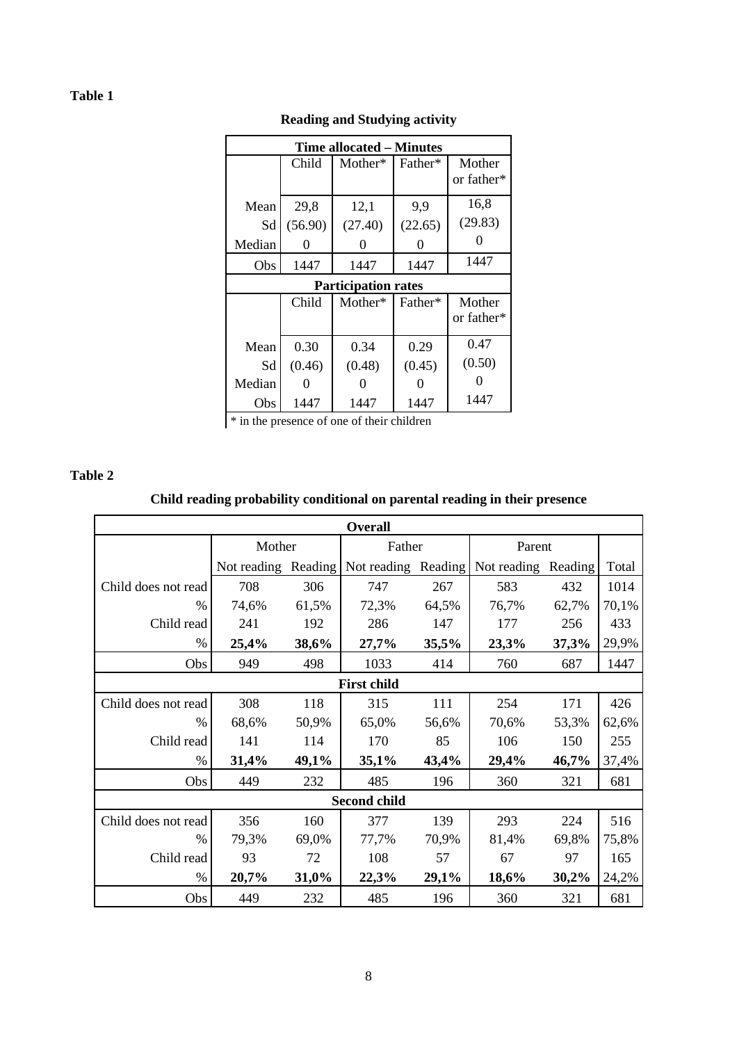**Table 1**

**Reading and Studying activity**

| Time allocated – Minutes | | | | |
|---|---|---|---|---|
| | Child | Mother* | Father* | Mother or father* |
| Mean | 29,8 | 12,1 | 9,9 | 16,8 |
| Sd | (56.90) | (27.40) | (22.65) | (29.83) |
| Median | 0 | 0 | 0 | 0 |
| Obs | 1447 | 1447 | 1447 | 1447 |
| **Participation rates** | | | | |
| | Child | Mother* | Father* | Mother or father* |
| Mean | 0.30 | 0.34 | 0.29 | 0.47 |
| Sd | (0.46) | (0.48) | (0.45) | (0.50) |
| Median | 0 | 0 | 0 | 0 |
| Obs | 1447 | 1447 | 1447 | 1447 |

\* in the presence of one of their children

**Table 2**

**Child reading probability conditional on parental reading in their presence**

| **Overall** | | | | | | | |
|---|---|---|---|---|---|---|---|
| | Mother | | Father | | Parent | | |
| | Not reading | Reading | Not reading | Reading | Not reading | Reading | Total |
| Child does not read | 708 | 306 | 747 | 267 | 583 | 432 | 1014 |
| % | 74,6% | 61,5% | 72,3% | 64,5% | 76,7% | 62,7% | 70,1% |
| Child read | 241 | 192 | 286 | 147 | 177 | 256 | 433 |
| % | **25,4%** | **38,6%** | **27,7%** | **35,5%** | **23,3%** | **37,3%** | 29,9% |
| Obs | 949 | 498 | 1033 | 414 | 760 | 687 | 1447 |
| **First child** | | | | | | | |
| Child does not read | 308 | 118 | 315 | 111 | 254 | 171 | 426 |
| % | 68,6% | 50,9% | 65,0% | 56,6% | 70,6% | 53,3% | 62,6% |
| Child read | 141 | 114 | 170 | 85 | 106 | 150 | 255 |
| % | **31,4%** | **49,1%** | **35,1%** | **43,4%** | **29,4%** | **46,7%** | 37,4% |
| Obs | 449 | 232 | 485 | 196 | 360 | 321 | 681 |
| **Second child** | | | | | | | |
| Child does not read | 356 | 160 | 377 | 139 | 293 | 224 | 516 |
| % | 79,3% | 69,0% | 77,7% | 70,9% | 81,4% | 69,8% | 75,8% |
| Child read | 93 | 72 | 108 | 57 | 67 | 97 | 165 |
| % | **20,7%** | **31,0%** | **22,3%** | **29,1%** | **18,6%** | **30,2%** | 24,2% |
| Obs | 449 | 232 | 485 | 196 | 360 | 321 | 681 |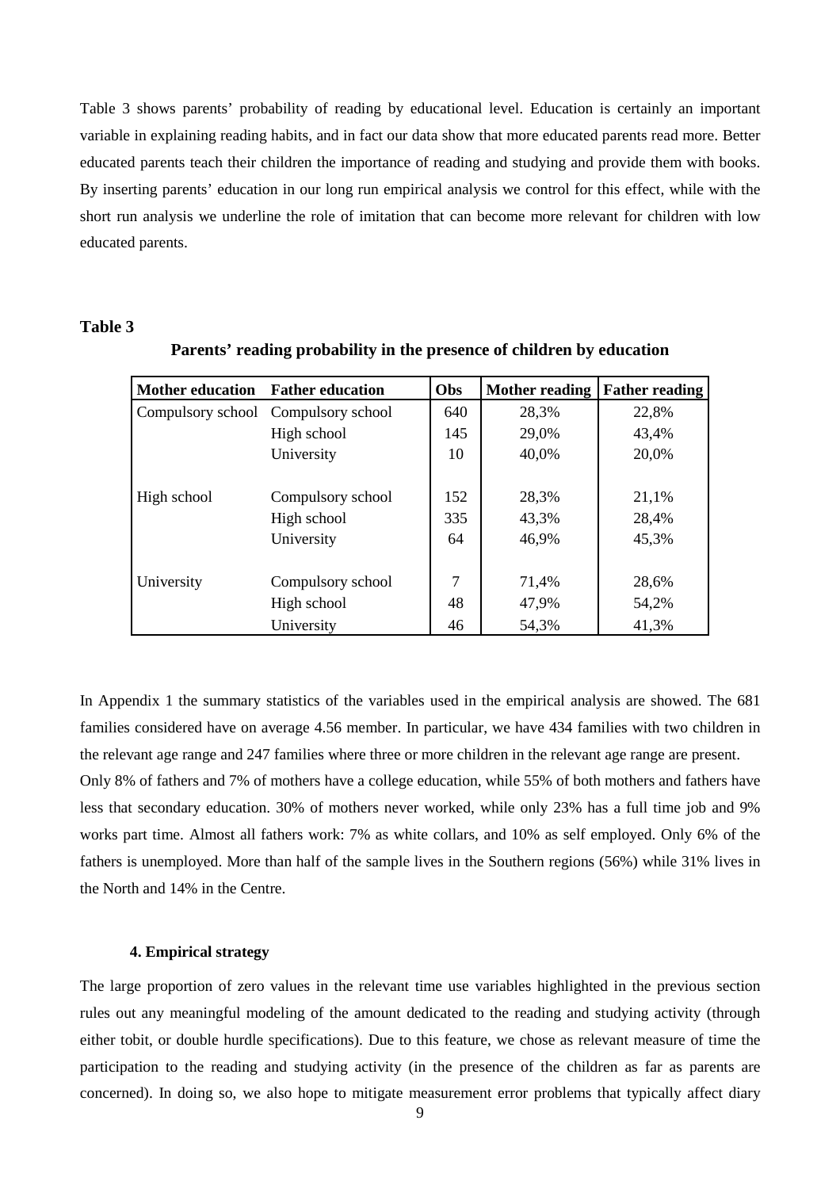Table 3 shows parents' probability of reading by educational level. Education is certainly an important variable in explaining reading habits, and in fact our data show that more educated parents read more. Better educated parents teach their children the importance of reading and studying and provide them with books. By inserting parents' education in our long run empirical analysis we control for this effect, while with the short run analysis we underline the role of imitation that can become more relevant for children with low educated parents.

**Table 3**

**Parents' reading probability in the presence of children by education**

| Mother education | Father education | Obs | Mother reading | Father reading |
|---|---|---|---|---|
| Compulsory school | Compulsory school | 640 | 28,3% | 22,8% |
| | High school | 145 | 29,0% | 43,4% |
| | University | 10 | 40,0% | 20,0% |
| High school | Compulsory school | 152 | 28,3% | 21,1% |
| | High school | 335 | 43,3% | 28,4% |
| | University | 64 | 46,9% | 45,3% |
| University | Compulsory school | 7 | 71,4% | 28,6% |
| | High school | 48 | 47,9% | 54,2% |
| | University | 46 | 54,3% | 41,3% |

In Appendix 1 the summary statistics of the variables used in the empirical analysis are showed. The 681 families considered have on average 4.56 member. In particular, we have 434 families with two children in the relevant age range and 247 families where three or more children in the relevant age range are present. Only 8% of fathers and 7% of mothers have a college education, while 55% of both mothers and fathers have less that secondary education. 30% of mothers never worked, while only 23% has a full time job and 9% works part time. Almost all fathers work: 7% as white collars, and 10% as self employed. Only 6% of the fathers is unemployed. More than half of the sample lives in the Southern regions (56%) while 31% lives in the North and 14% in the Centre.

### 4. Empirical strategy

The large proportion of zero values in the relevant time use variables highlighted in the previous section rules out any meaningful modeling of the amount dedicated to the reading and studying activity (through either tobit, or double hurdle specifications). Due to this feature, we chose as relevant measure of time the participation to the reading and studying activity (in the presence of the children as far as parents are concerned). In doing so, we also hope to mitigate measurement error problems that typically affect diary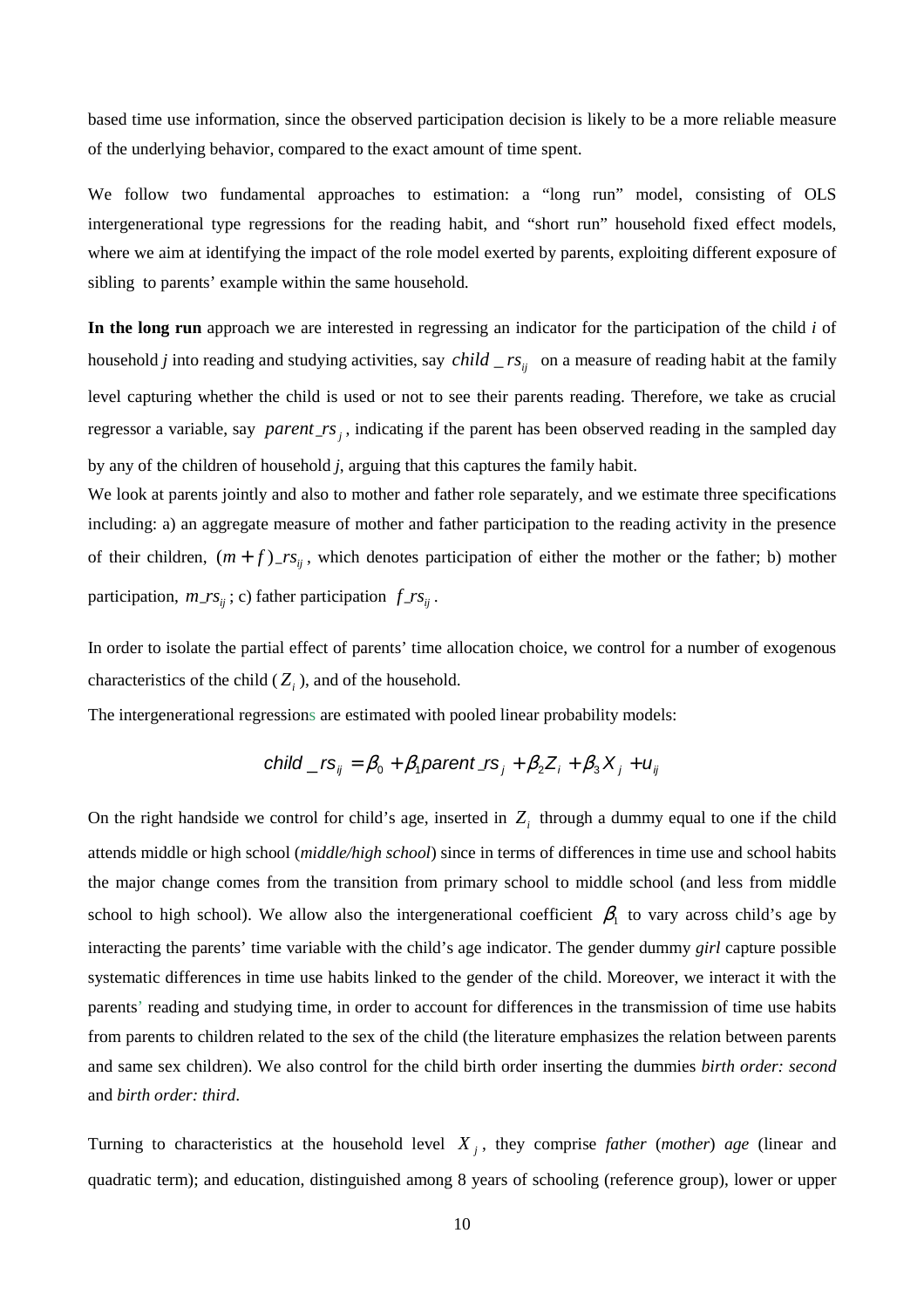based time use information, since the observed participation decision is likely to be a more reliable measure of the underlying behavior, compared to the exact amount of time spent.

We follow two fundamental approaches to estimation: a "long run" model, consisting of OLS intergenerational type regressions for the reading habit, and "short run" household fixed effect models, where we aim at identifying the impact of the role model exerted by parents, exploiting different exposure of sibling to parents' example within the same household.

**In the long run** approach we are interested in regressing an indicator for the participation of the child *i* of household *j* into reading and studying activities, say $child\_rs_{ij}$ on a measure of reading habit at the family level capturing whether the child is used or not to see their parents reading. Therefore, we take as crucial regressor a variable, say $parent\_rs_j$, indicating if the parent has been observed reading in the sampled day by any of the children of household *j*, arguing that this captures the family habit.

We look at parents jointly and also to mother and father role separately, and we estimate three specifications including: a) an aggregate measure of mother and father participation to the reading activity in the presence of their children, $(m+f)\_rs_{ij}$, which denotes participation of either the mother or the father; b) mother participation, $m\_rs_{ij}$; c) father participation $f\_rs_{ij}$.

In order to isolate the partial effect of parents' time allocation choice, we control for a number of exogenous characteristics of the child ($Z_i$), and of the household.

The intergenerational regressions are estimated with pooled linear probability models:

$$child\_rs_{ij} = \beta_0 + \beta_1 parent\_rs_j + \beta_2 Z_i + \beta_3 X_j + u_{ij}$$

On the right handside we control for child's age, inserted in $Z_i$ through a dummy equal to one if the child attends middle or high school (*middle/high school*) since in terms of differences in time use and school habits the major change comes from the transition from primary school to middle school (and less from middle school to high school). We allow also the intergenerational coefficient $\beta_1$ to vary across child's age by interacting the parents' time variable with the child's age indicator. The gender dummy *girl* capture possible systematic differences in time use habits linked to the gender of the child. Moreover, we interact it with the parents' reading and studying time, in order to account for differences in the transmission of time use habits from parents to children related to the sex of the child (the literature emphasizes the relation between parents and same sex children). We also control for the child birth order inserting the dummies *birth order: second* and *birth order: third*.

Turning to characteristics at the household level $X_j$, they comprise *father* (*mother*) *age* (linear and quadratic term); and education, distinguished among 8 years of schooling (reference group), lower or upper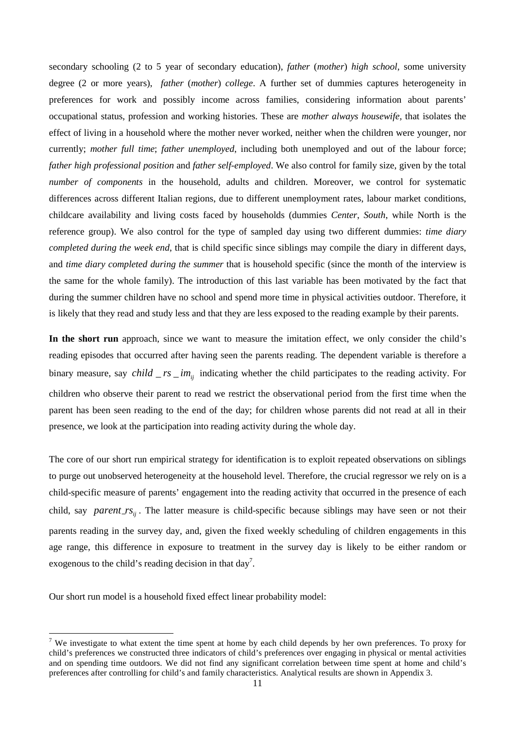secondary schooling (2 to 5 year of secondary education), *father* (*mother*) *high school*, some university degree (2 or more years), *father* (*mother*) *college*. A further set of dummies captures heterogeneity in preferences for work and possibly income across families, considering information about parents' occupational status, profession and working histories. These are *mother always housewife*, that isolates the effect of living in a household where the mother never worked, neither when the children were younger, nor currently; *mother full time*; *father unemployed*, including both unemployed and out of the labour force; *father high professional position* and *father self-employed*. We also control for family size, given by the total *number of components* in the household, adults and children. Moreover, we control for systematic differences across different Italian regions, due to different unemployment rates, labour market conditions, childcare availability and living costs faced by households (dummies *Center*, *South*, while North is the reference group). We also control for the type of sampled day using two different dummies: *time diary completed during the week end*, that is child specific since siblings may compile the diary in different days, and *time diary completed during the summer* that is household specific (since the month of the interview is the same for the whole family). The introduction of this last variable has been motivated by the fact that during the summer children have no school and spend more time in physical activities outdoor. Therefore, it is likely that they read and study less and that they are less exposed to the reading example by their parents.

**In the short run** approach, since we want to measure the imitation effect, we only consider the child's reading episodes that occurred after having seen the parents reading. The dependent variable is therefore a binary measure, say $child\_rs\_im_{ij}$ indicating whether the child participates to the reading activity. For children who observe their parent to read we restrict the observational period from the first time when the parent has been seen reading to the end of the day; for children whose parents did not read at all in their presence, we look at the participation into reading activity during the whole day.

The core of our short run empirical strategy for identification is to exploit repeated observations on siblings to purge out unobserved heterogeneity at the household level. Therefore, the crucial regressor we rely on is a child-specific measure of parents' engagement into the reading activity that occurred in the presence of each child, say $parent\_rs_{ij}$. The latter measure is child-specific because siblings may have seen or not their parents reading in the survey day, and, given the fixed weekly scheduling of children engagements in this age range, this difference in exposure to treatment in the survey day is likely to be either random or exogenous to the child's reading decision in that day[7].

Our short run model is a household fixed effect linear probability model:

[7] We investigate to what extent the time spent at home by each child depends by her own preferences. To proxy for child's preferences we constructed three indicators of child's preferences over engaging in physical or mental activities and on spending time outdoors. We did not find any significant correlation between time spent at home and child's preferences after controlling for child's and family characteristics. Analytical results are shown in Appendix 3.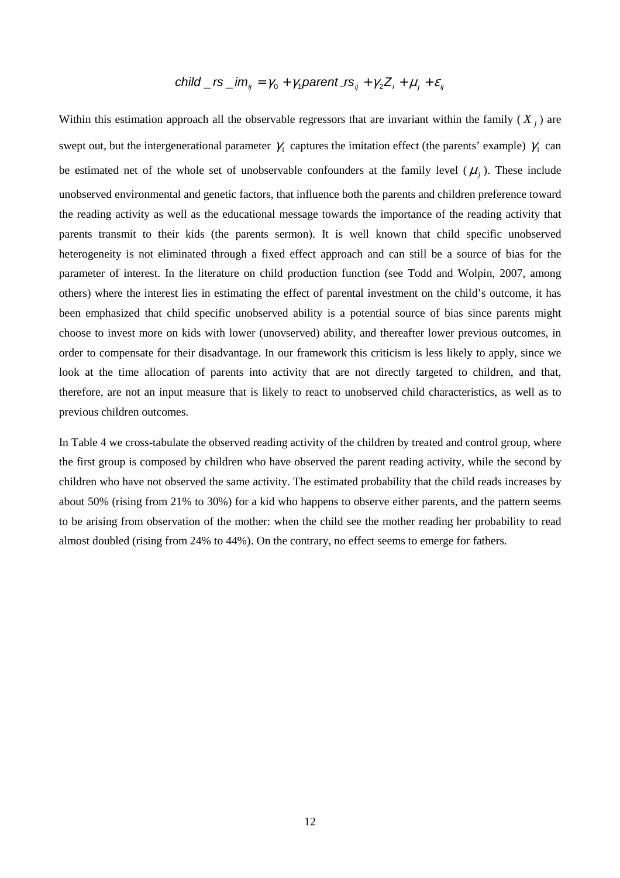$$child\_rs\_im_{ij} = \gamma_0 + \gamma_1 parent\_rs_{ij} + \gamma_2 Z_i + \mu_j + \varepsilon_{ij}$$

Within this estimation approach all the observable regressors that are invariant within the family ($X_j$) are swept out, but the intergenerational parameter $\gamma_1$ captures the imitation effect (the parents' example) $\gamma_1$ can be estimated net of the whole set of unobservable confounders at the family level ($\mu_j$). These include unobserved environmental and genetic factors, that influence both the parents and children preference toward the reading activity as well as the educational message towards the importance of the reading activity that parents transmit to their kids (the parents sermon). It is well known that child specific unobserved heterogeneity is not eliminated through a fixed effect approach and can still be a source of bias for the parameter of interest. In the literature on child production function (see Todd and Wolpin, 2007, among others) where the interest lies in estimating the effect of parental investment on the child's outcome, it has been emphasized that child specific unobserved ability is a potential source of bias since parents might choose to invest more on kids with lower (unovserved) ability, and thereafter lower previous outcomes, in order to compensate for their disadvantage. In our framework this criticism is less likely to apply, since we look at the time allocation of parents into activity that are not directly targeted to children, and that, therefore, are not an input measure that is likely to react to unobserved child characteristics, as well as to previous children outcomes.

In Table 4 we cross-tabulate the observed reading activity of the children by treated and control group, where the first group is composed by children who have observed the parent reading activity, while the second by children who have not observed the same activity. The estimated probability that the child reads increases by about 50% (rising from 21% to 30%) for a kid who happens to observe either parents, and the pattern seems to be arising from observation of the mother: when the child see the mother reading her probability to read almost doubled (rising from 24% to 44%). On the contrary, no effect seems to emerge for fathers.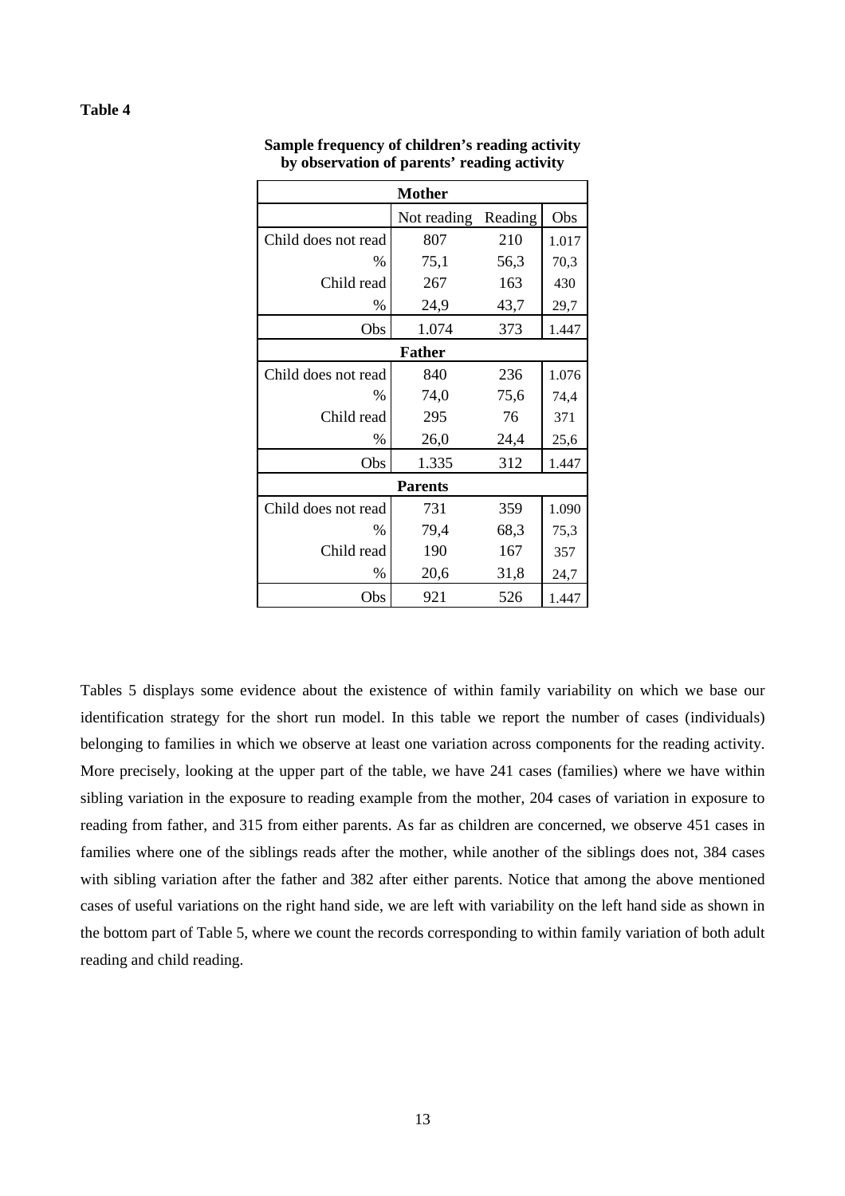**Table 4**

**Sample frequency of children's reading activity by observation of parents' reading activity**

| | Not reading | Reading | Obs |
|---|---|---|---|
| **Mother** | | | |
| Child does not read | 807 | 210 | 1.017 |
| % | 75,1 | 56,3 | 70,3 |
| Child read | 267 | 163 | 430 |
| % | 24,9 | 43,7 | 29,7 |
| Obs | 1.074 | 373 | 1.447 |
| **Father** | | | |
| Child does not read | 840 | 236 | 1.076 |
| % | 74,0 | 75,6 | 74,4 |
| Child read | 295 | 76 | 371 |
| % | 26,0 | 24,4 | 25,6 |
| Obs | 1.335 | 312 | 1.447 |
| **Parents** | | | |
| Child does not read | 731 | 359 | 1.090 |
| % | 79,4 | 68,3 | 75,3 |
| Child read | 190 | 167 | 357 |
| % | 20,6 | 31,8 | 24,7 |
| Obs | 921 | 526 | 1.447 |

Tables 5 displays some evidence about the existence of within family variability on which we base our identification strategy for the short run model. In this table we report the number of cases (individuals) belonging to families in which we observe at least one variation across components for the reading activity. More precisely, looking at the upper part of the table, we have 241 cases (families) where we have within sibling variation in the exposure to reading example from the mother, 204 cases of variation in exposure to reading from father, and 315 from either parents. As far as children are concerned, we observe 451 cases in families where one of the siblings reads after the mother, while another of the siblings does not, 384 cases with sibling variation after the father and 382 after either parents. Notice that among the above mentioned cases of useful variations on the right hand side, we are left with variability on the left hand side as shown in the bottom part of Table 5, where we count the records corresponding to within family variation of both adult reading and child reading.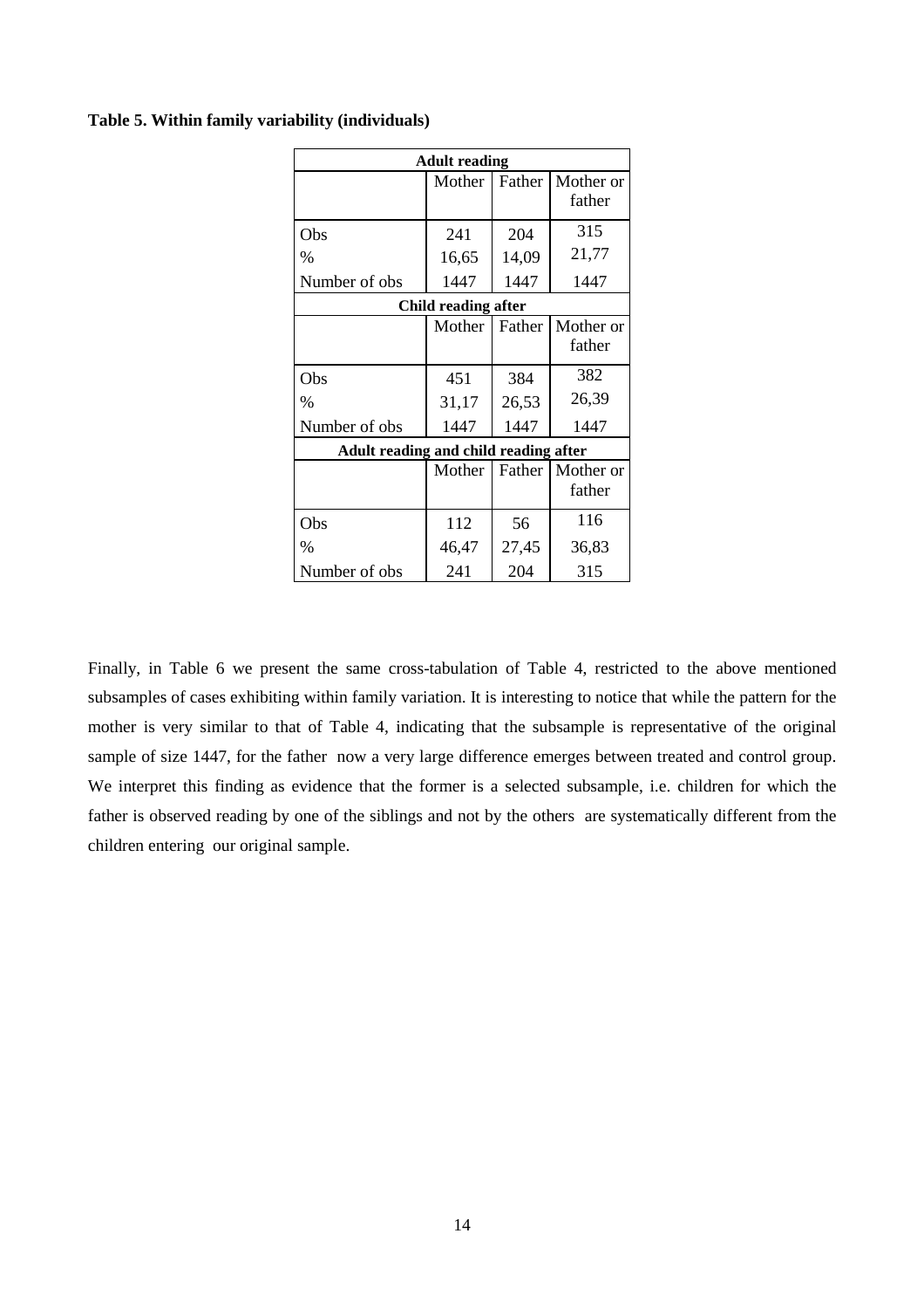**Table 5. Within family variability (individuals)**

| Adult reading | | | |
|---|---|---|---|
| | Mother | Father | Mother or father |
| Obs | 241 | 204 | 315 |
| % | 16,65 | 14,09 | 21,77 |
| Number of obs | 1447 | 1447 | 1447 |
| **Child reading after** | | | |
| | Mother | Father | Mother or father |
| Obs | 451 | 384 | 382 |
| % | 31,17 | 26,53 | 26,39 |
| Number of obs | 1447 | 1447 | 1447 |
| **Adult reading and child reading after** | | | |
| | Mother | Father | Mother or father |
| Obs | 112 | 56 | 116 |
| % | 46,47 | 27,45 | 36,83 |
| Number of obs | 241 | 204 | 315 |

Finally, in Table 6 we present the same cross-tabulation of Table 4, restricted to the above mentioned subsamples of cases exhibiting within family variation. It is interesting to notice that while the pattern for the mother is very similar to that of Table 4, indicating that the subsample is representative of the original sample of size 1447, for the father now a very large difference emerges between treated and control group. We interpret this finding as evidence that the former is a selected subsample, i.e. children for which the father is observed reading by one of the siblings and not by the others are systematically different from the children entering our original sample.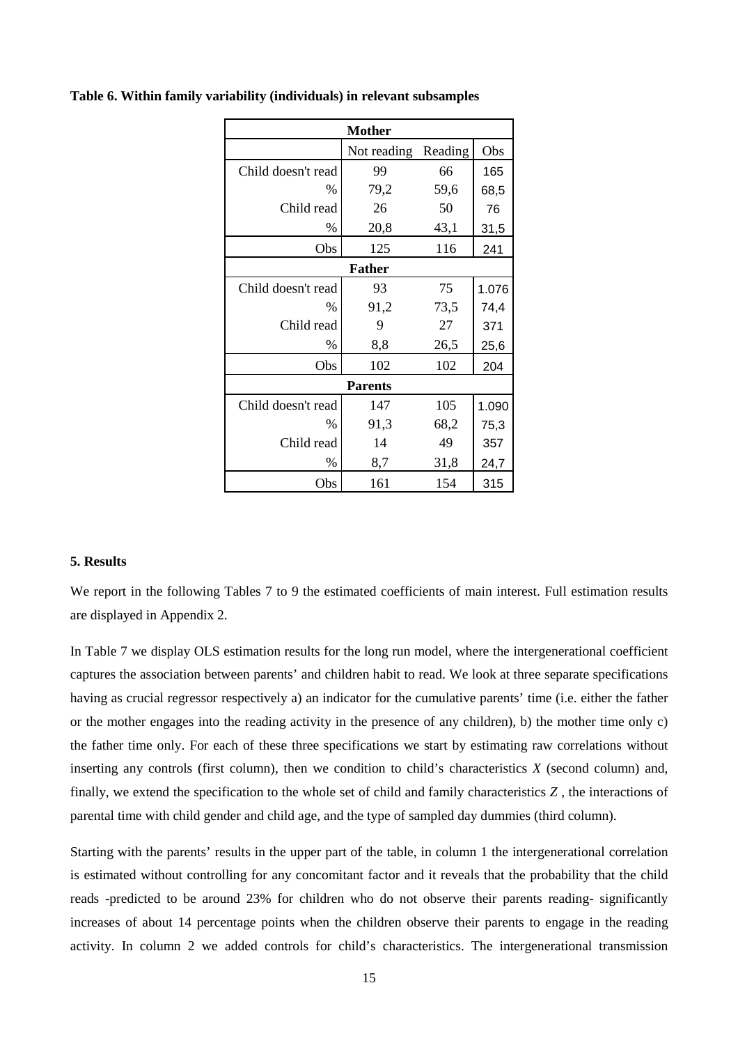**Table 6. Within family variability (individuals) in relevant subsamples**

| | Not reading | Reading | Obs |
|---|---|---|---|
| **Mother** | | | |
| Child doesn't read | 99 | 66 | 165 |
| % | 79,2 | 59,6 | 68,5 |
| Child read | 26 | 50 | 76 |
| % | 20,8 | 43,1 | 31,5 |
| Obs | 125 | 116 | 241 |
| **Father** | | | |
| Child doesn't read | 93 | 75 | 1.076 |
| % | 91,2 | 73,5 | 74,4 |
| Child read | 9 | 27 | 371 |
| % | 8,8 | 26,5 | 25,6 |
| Obs | 102 | 102 | 204 |
| **Parents** | | | |
| Child doesn't read | 147 | 105 | 1.090 |
| % | 91,3 | 68,2 | 75,3 |
| Child read | 14 | 49 | 357 |
| % | 8,7 | 31,8 | 24,7 |
| Obs | 161 | 154 | 315 |

### 5. Results

We report in the following Tables 7 to 9 the estimated coefficients of main interest. Full estimation results are displayed in Appendix 2.

In Table 7 we display OLS estimation results for the long run model, where the intergenerational coefficient captures the association between parents' and children habit to read. We look at three separate specifications having as crucial regressor respectively a) an indicator for the cumulative parents' time (i.e. either the father or the mother engages into the reading activity in the presence of any children), b) the mother time only c) the father time only. For each of these three specifications we start by estimating raw correlations without inserting any controls (first column), then we condition to child's characteristics $X$ (second column) and, finally, we extend the specification to the whole set of child and family characteristics $Z$ , the interactions of parental time with child gender and child age, and the type of sampled day dummies (third column).

Starting with the parents' results in the upper part of the table, in column 1 the intergenerational correlation is estimated without controlling for any concomitant factor and it reveals that the probability that the child reads -predicted to be around 23% for children who do not observe their parents reading- significantly increases of about 14 percentage points when the children observe their parents to engage in the reading activity. In column 2 we added controls for child's characteristics. The intergenerational transmission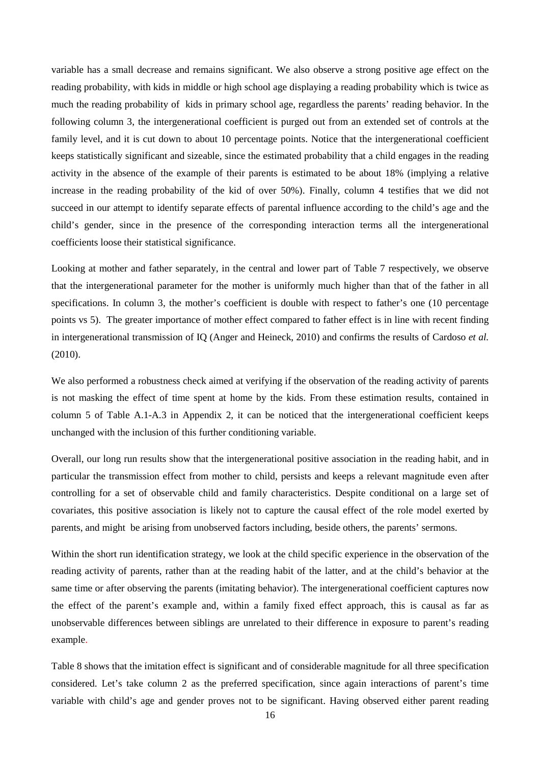variable has a small decrease and remains significant. We also observe a strong positive age effect on the reading probability, with kids in middle or high school age displaying a reading probability which is twice as much the reading probability of kids in primary school age, regardless the parents' reading behavior. In the following column 3, the intergenerational coefficient is purged out from an extended set of controls at the family level, and it is cut down to about 10 percentage points. Notice that the intergenerational coefficient keeps statistically significant and sizeable, since the estimated probability that a child engages in the reading activity in the absence of the example of their parents is estimated to be about 18% (implying a relative increase in the reading probability of the kid of over 50%). Finally, column 4 testifies that we did not succeed in our attempt to identify separate effects of parental influence according to the child's age and the child's gender, since in the presence of the corresponding interaction terms all the intergenerational coefficients loose their statistical significance.

Looking at mother and father separately, in the central and lower part of Table 7 respectively, we observe that the intergenerational parameter for the mother is uniformly much higher than that of the father in all specifications. In column 3, the mother's coefficient is double with respect to father's one (10 percentage points vs 5). The greater importance of mother effect compared to father effect is in line with recent finding in intergenerational transmission of IQ (Anger and Heineck, 2010) and confirms the results of Cardoso *et al.* (2010).

We also performed a robustness check aimed at verifying if the observation of the reading activity of parents is not masking the effect of time spent at home by the kids. From these estimation results, contained in column 5 of Table A.1-A.3 in Appendix 2, it can be noticed that the intergenerational coefficient keeps unchanged with the inclusion of this further conditioning variable.

Overall, our long run results show that the intergenerational positive association in the reading habit, and in particular the transmission effect from mother to child, persists and keeps a relevant magnitude even after controlling for a set of observable child and family characteristics. Despite conditional on a large set of covariates, this positive association is likely not to capture the causal effect of the role model exerted by parents, and might be arising from unobserved factors including, beside others, the parents' sermons.

Within the short run identification strategy, we look at the child specific experience in the observation of the reading activity of parents, rather than at the reading habit of the latter, and at the child's behavior at the same time or after observing the parents (imitating behavior). The intergenerational coefficient captures now the effect of the parent's example and, within a family fixed effect approach, this is causal as far as unobservable differences between siblings are unrelated to their difference in exposure to parent's reading example.

Table 8 shows that the imitation effect is significant and of considerable magnitude for all three specification considered. Let's take column 2 as the preferred specification, since again interactions of parent's time variable with child's age and gender proves not to be significant. Having observed either parent reading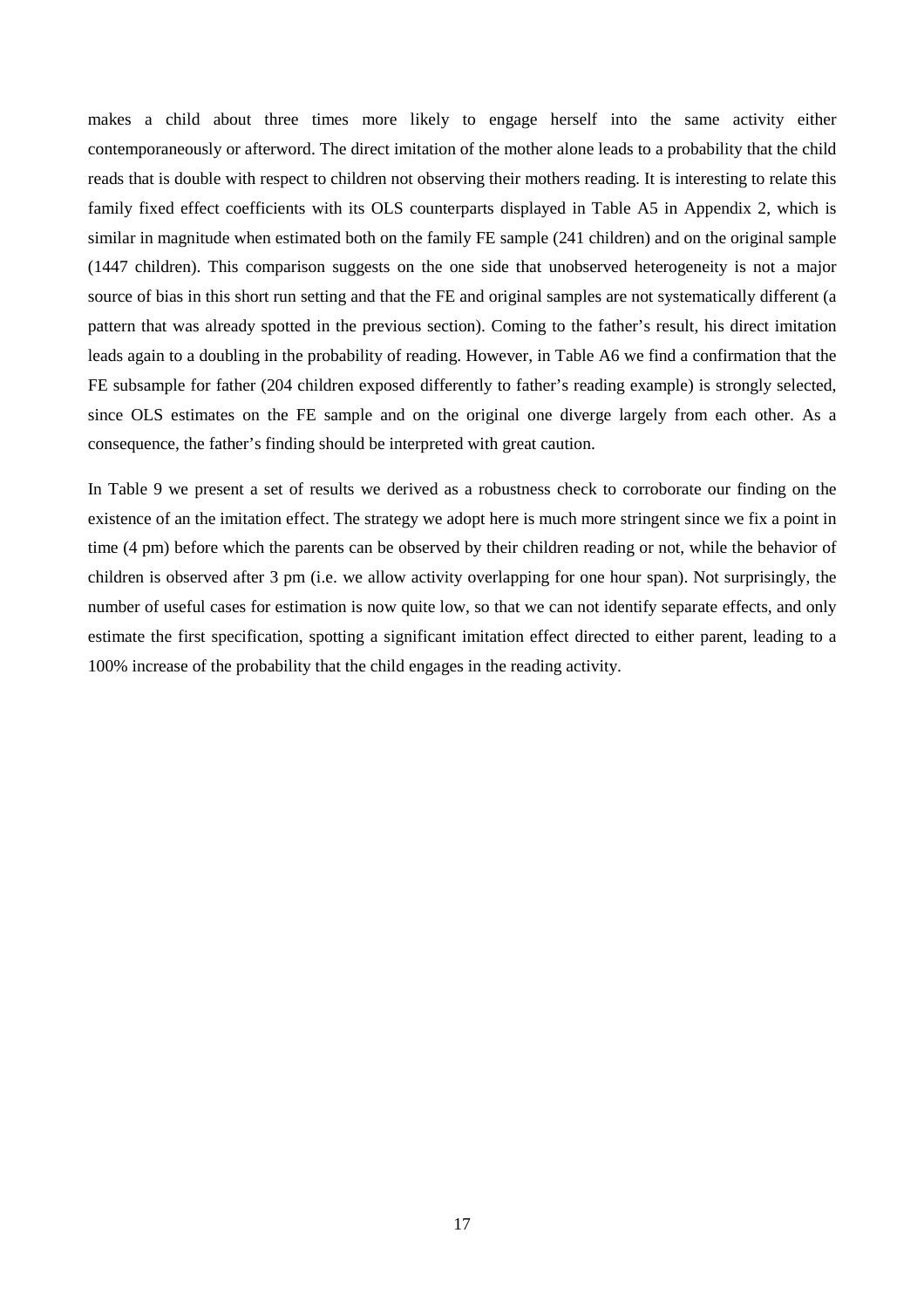makes a child about three times more likely to engage herself into the same activity either contemporaneously or afterword. The direct imitation of the mother alone leads to a probability that the child reads that is double with respect to children not observing their mothers reading. It is interesting to relate this family fixed effect coefficients with its OLS counterparts displayed in Table A5 in Appendix 2, which is similar in magnitude when estimated both on the family FE sample (241 children) and on the original sample (1447 children). This comparison suggests on the one side that unobserved heterogeneity is not a major source of bias in this short run setting and that the FE and original samples are not systematically different (a pattern that was already spotted in the previous section). Coming to the father's result, his direct imitation leads again to a doubling in the probability of reading. However, in Table A6 we find a confirmation that the FE subsample for father (204 children exposed differently to father's reading example) is strongly selected, since OLS estimates on the FE sample and on the original one diverge largely from each other. As a consequence, the father's finding should be interpreted with great caution.

In Table 9 we present a set of results we derived as a robustness check to corroborate our finding on the existence of an the imitation effect. The strategy we adopt here is much more stringent since we fix a point in time (4 pm) before which the parents can be observed by their children reading or not, while the behavior of children is observed after 3 pm (i.e. we allow activity overlapping for one hour span). Not surprisingly, the number of useful cases for estimation is now quite low, so that we can not identify separate effects, and only estimate the first specification, spotting a significant imitation effect directed to either parent, leading to a 100% increase of the probability that the child engages in the reading activity.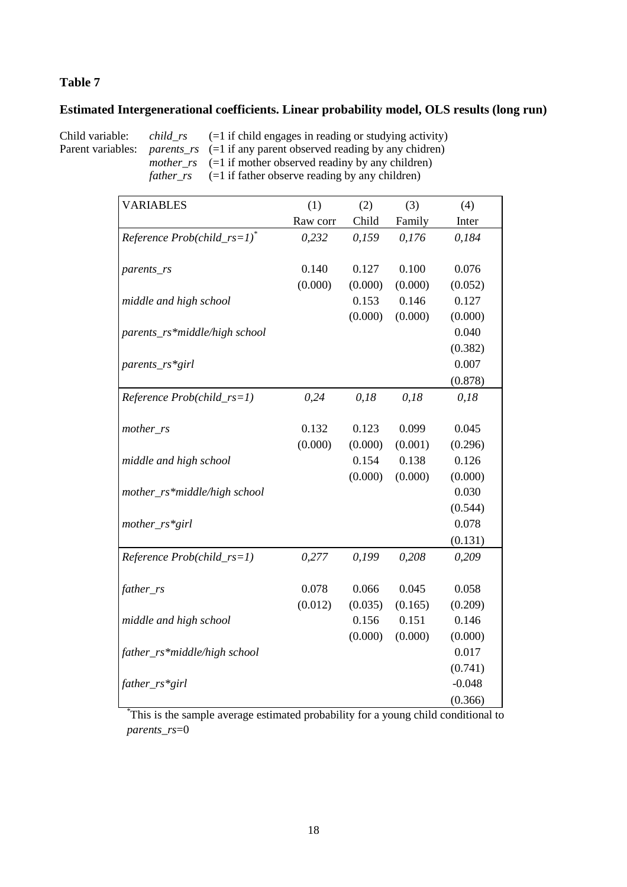**Table 7**

**Estimated Intergenerational coefficients. Linear probability model, OLS results (long run)**

Child variable: *child_rs* (=1 if child engages in reading or studying activity)
Parent variables: *parents_rs* (=1 if any parent observed reading by any chidren)
*mother_rs* (=1 if mother observed readiny by any children)
*father_rs* (=1 if father observe reading by any children)

| VARIABLES | (1) Raw corr | (2) Child | (3) Family | (4) Inter |
|---|---|---|---|---|
| *Reference Prob(child_rs=1)*[*] | *0,232* | *0,159* | *0,176* | *0,184* |
| *parents_rs* | 0.140 | 0.127 | 0.100 | 0.076 |
| | (0.000) | (0.000) | (0.000) | (0.052) |
| *middle and high school* | | 0.153 | 0.146 | 0.127 |
| | | (0.000) | (0.000) | (0.000) |
| *parents_rs\*middle/high school* | | | | 0.040 |
| | | | | (0.382) |
| *parents_rs\*girl* | | | | 0.007 |
| | | | | (0.878) |
| *Reference Prob(child_rs=1)* | *0,24* | *0,18* | *0,18* | *0,18* |
| *mother_rs* | 0.132 | 0.123 | 0.099 | 0.045 |
| | (0.000) | (0.000) | (0.001) | (0.296) |
| *middle and high school* | | 0.154 | 0.138 | 0.126 |
| | | (0.000) | (0.000) | (0.000) |
| *mother_rs\*middle/high school* | | | | 0.030 |
| | | | | (0.544) |
| *mother_rs\*girl* | | | | 0.078 |
| | | | | (0.131) |
| *Reference Prob(child_rs=1)* | *0,277* | *0,199* | *0,208* | *0,209* |
| *father_rs* | 0.078 | 0.066 | 0.045 | 0.058 |
| | (0.012) | (0.035) | (0.165) | (0.209) |
| *middle and high school* | | 0.156 | 0.151 | 0.146 |
| | | (0.000) | (0.000) | (0.000) |
| *father_rs\*middle/high school* | | | | 0.017 |
| | | | | (0.741) |
| *father_rs\*girl* | | | | -0.048 |
| | | | | (0.366) |

[*]This is the sample average estimated probability for a young child conditional to *parents_rs*=0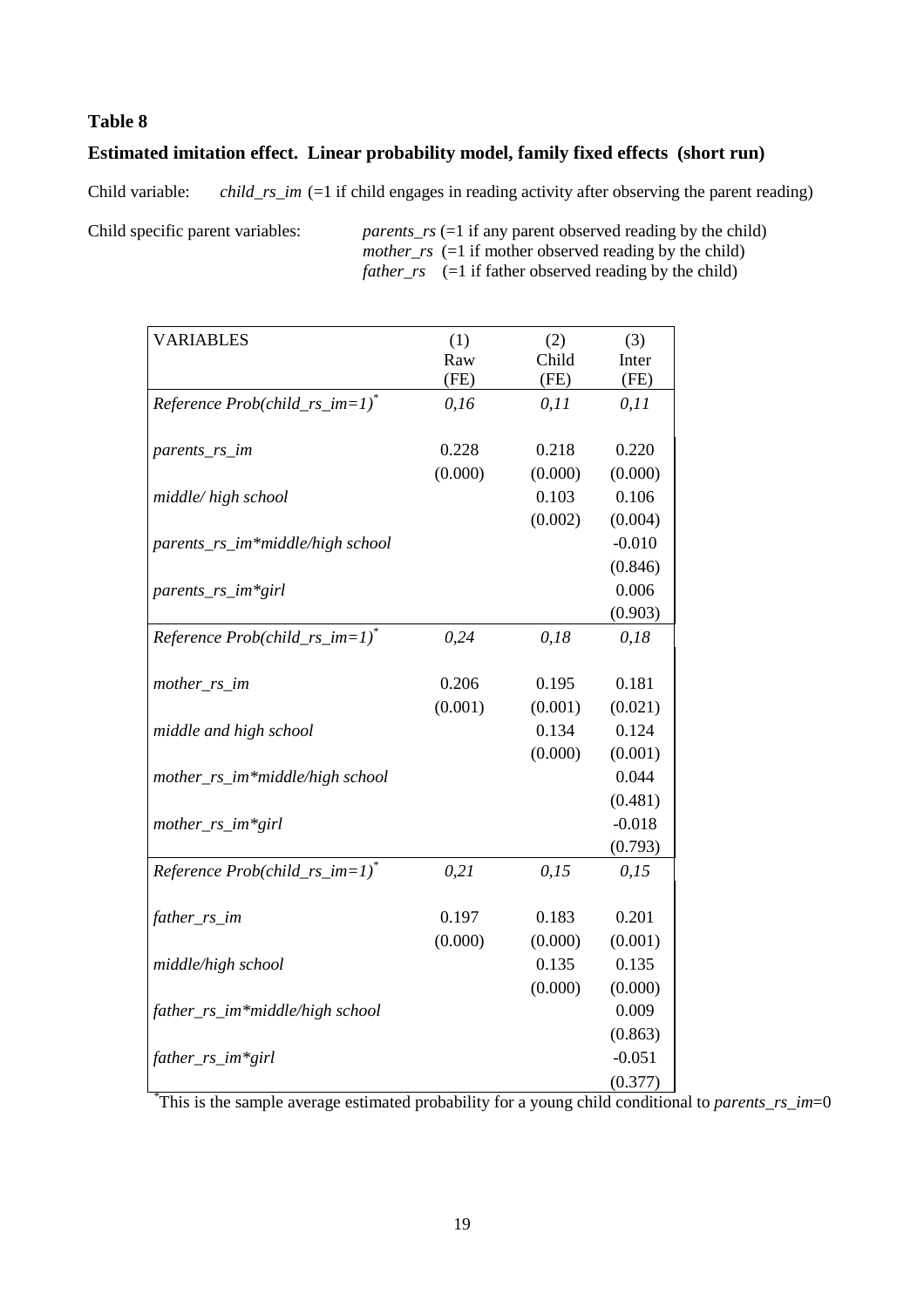**Table 8**

**Estimated imitation effect. Linear probability model, family fixed effects (short run)**

Child variable: *child_rs_im* (=1 if child engages in reading activity after observing the parent reading)

Child specific parent variables: *parents_rs* (=1 if any parent observed reading by the child)
*mother_rs* (=1 if mother observed reading by the child)
*father_rs* (=1 if father observed reading by the child)

| VARIABLES | (1) Raw (FE) | (2) Child (FE) | (3) Inter (FE) |
|---|---|---|---|
| *Reference Prob(child_rs_im=1)*[*] | *0,16* | *0,11* | *0,11* |
| *parents_rs_im* | 0.228 | 0.218 | 0.220 |
| | (0.000) | (0.000) | (0.000) |
| *middle/ high school* | | 0.103 | 0.106 |
| | | (0.002) | (0.004) |
| *parents_rs_im*middle/high school* | | | -0.010 |
| | | | (0.846) |
| *parents_rs_im*girl* | | | 0.006 |
| | | | (0.903) |
| *Reference Prob(child_rs_im=1)*[*] | *0,24* | *0,18* | *0,18* |
| *mother_rs_im* | 0.206 | 0.195 | 0.181 |
| | (0.001) | (0.001) | (0.021) |
| *middle and high school* | | 0.134 | 0.124 |
| | | (0.000) | (0.001) |
| *mother_rs_im*middle/high school* | | | 0.044 |
| | | | (0.481) |
| *mother_rs_im*girl* | | | -0.018 |
| | | | (0.793) |
| *Reference Prob(child_rs_im=1)*[*] | *0,21* | *0,15* | *0,15* |
| *father_rs_im* | 0.197 | 0.183 | 0.201 |
| | (0.000) | (0.000) | (0.001) |
| *middle/high school* | | 0.135 | 0.135 |
| | | (0.000) | (0.000) |
| *father_rs_im*middle/high school* | | | 0.009 |
| | | | (0.863) |
| *father_rs_im*girl* | | | -0.051 |
| | | | (0.377) |

[*]This is the sample average estimated probability for a young child conditional to *parents_rs_im*=0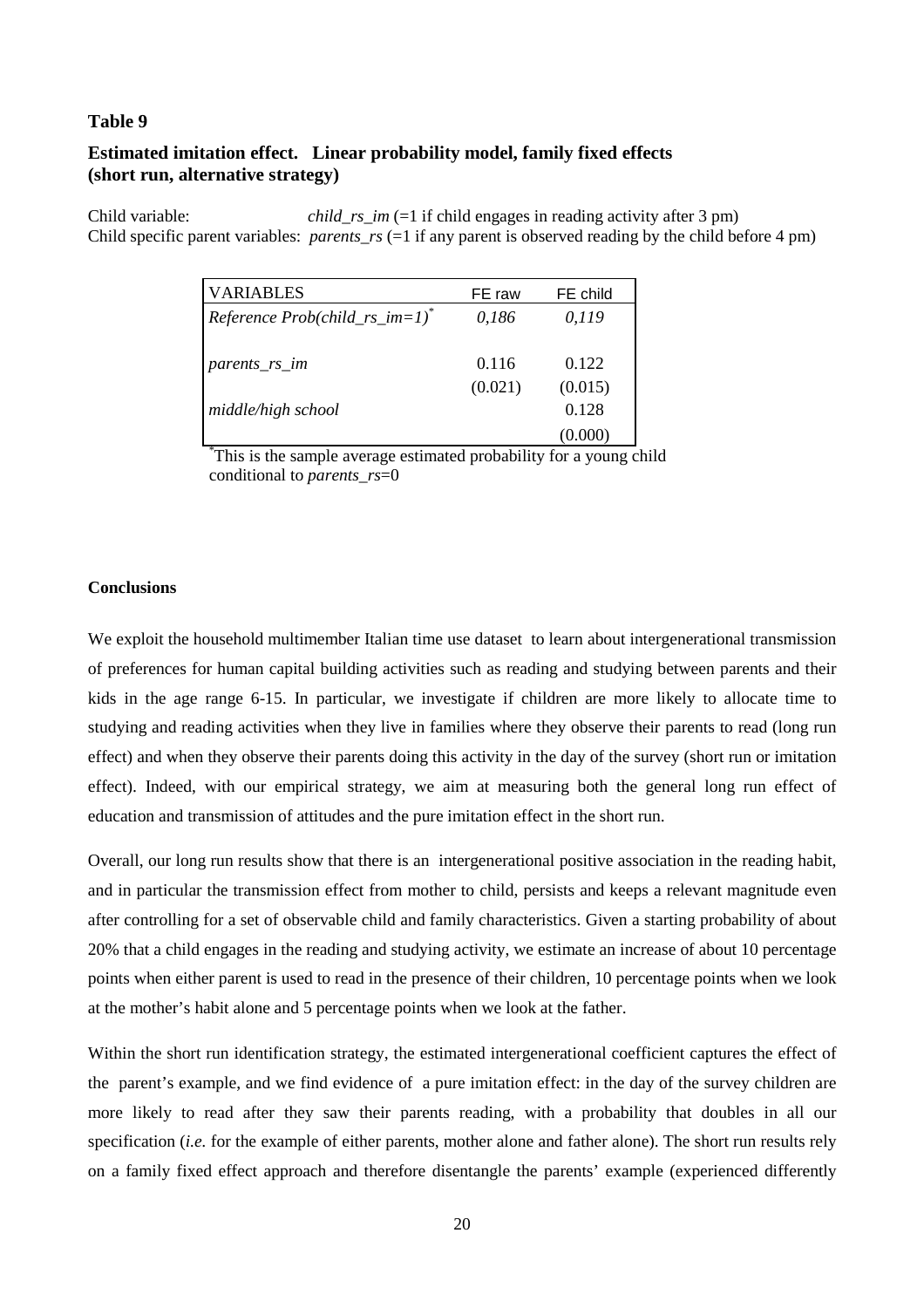**Table 9**

**Estimated imitation effect. Linear probability model, family fixed effects (short run, alternative strategy)**

Child variable: *child_rs_im* (=1 if child engages in reading activity after 3 pm)
Child specific parent variables: *parents_rs* (=1 if any parent is observed reading by the child before 4 pm)

| VARIABLES | FE raw | FE child |
|---|---|---|
| *Reference Prob(child_rs_im=1)*[*] | *0,186* | *0,119* |
| *parents_rs_im* | 0.116 | 0.122 |
| | (0.021) | (0.015) |
| *middle/high school* | | 0.128 |
| | | (0.000) |

[*]This is the sample average estimated probability for a young child conditional to *parents_rs*=0

**Conclusions**

We exploit the household multimember Italian time use dataset to learn about intergenerational transmission of preferences for human capital building activities such as reading and studying between parents and their kids in the age range 6-15. In particular, we investigate if children are more likely to allocate time to studying and reading activities when they live in families where they observe their parents to read (long run effect) and when they observe their parents doing this activity in the day of the survey (short run or imitation effect). Indeed, with our empirical strategy, we aim at measuring both the general long run effect of education and transmission of attitudes and the pure imitation effect in the short run.

Overall, our long run results show that there is an intergenerational positive association in the reading habit, and in particular the transmission effect from mother to child, persists and keeps a relevant magnitude even after controlling for a set of observable child and family characteristics. Given a starting probability of about 20% that a child engages in the reading and studying activity, we estimate an increase of about 10 percentage points when either parent is used to read in the presence of their children, 10 percentage points when we look at the mother's habit alone and 5 percentage points when we look at the father.

Within the short run identification strategy, the estimated intergenerational coefficient captures the effect of the parent's example, and we find evidence of a pure imitation effect: in the day of the survey children are more likely to read after they saw their parents reading, with a probability that doubles in all our specification (*i.e.* for the example of either parents, mother alone and father alone). The short run results rely on a family fixed effect approach and therefore disentangle the parents' example (experienced differently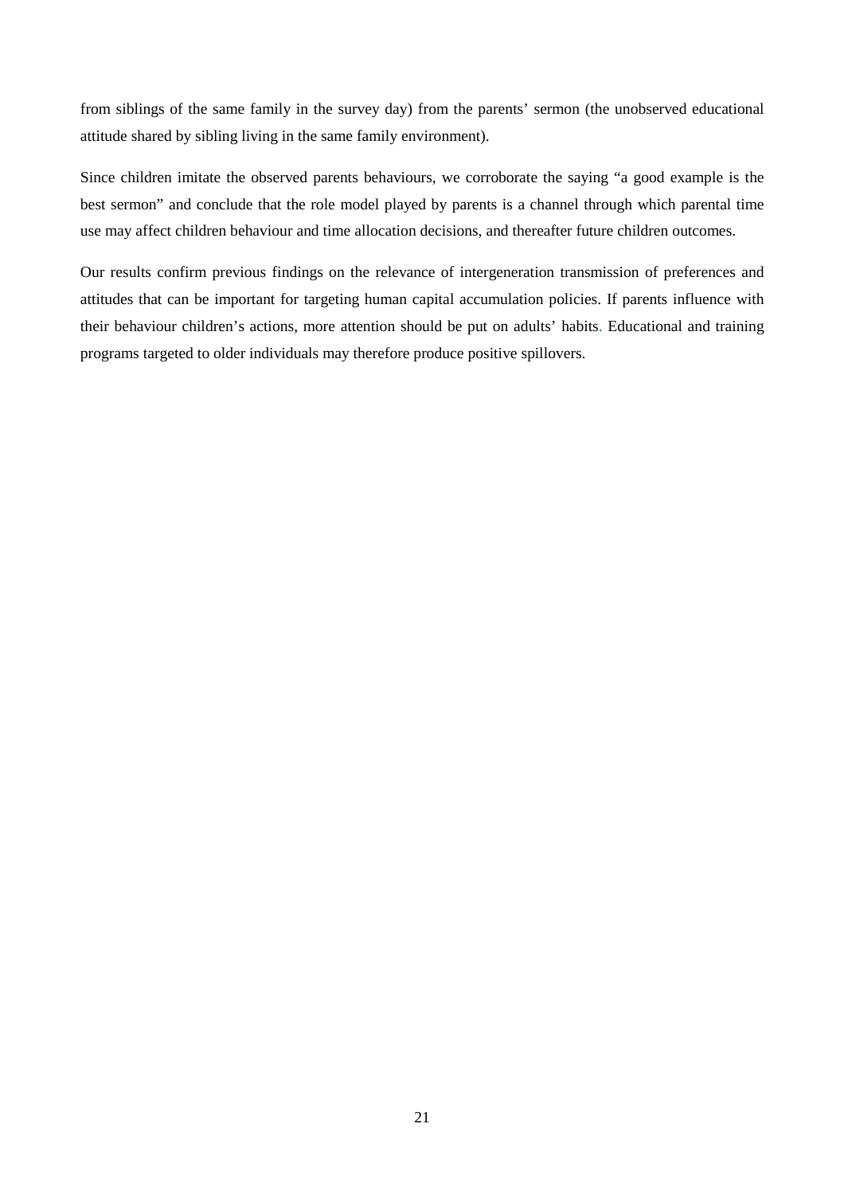from siblings of the same family in the survey day) from the parents' sermon (the unobserved educational attitude shared by sibling living in the same family environment).

Since children imitate the observed parents behaviours, we corroborate the saying "a good example is the best sermon" and conclude that the role model played by parents is a channel through which parental time use may affect children behaviour and time allocation decisions, and thereafter future children outcomes.

Our results confirm previous findings on the relevance of intergeneration transmission of preferences and attitudes that can be important for targeting human capital accumulation policies. If parents influence with their behaviour children's actions, more attention should be put on adults' habits. Educational and training programs targeted to older individuals may therefore produce positive spillovers.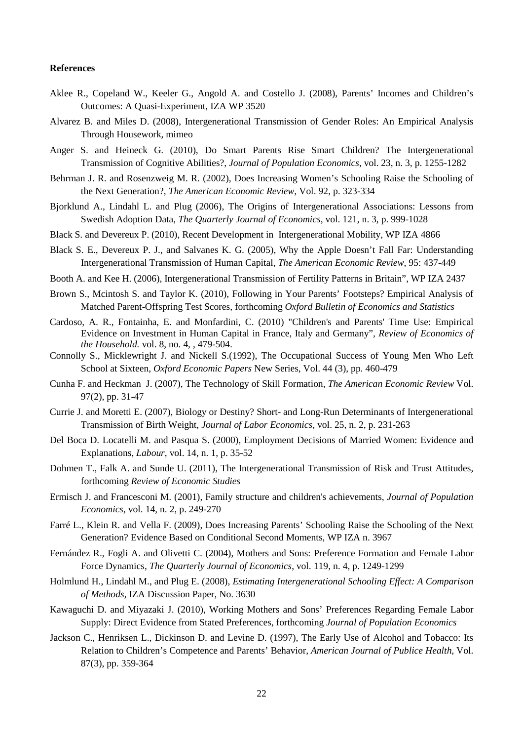**References**

Aklee R., Copeland W., Keeler G., Angold A. and Costello J. (2008), Parents' Incomes and Children's Outcomes: A Quasi-Experiment, IZA WP 3520

Alvarez B. and Miles D. (2008), Intergenerational Transmission of Gender Roles: An Empirical Analysis Through Housework, mimeo

Anger S. and Heineck G. (2010), Do Smart Parents Rise Smart Children? The Intergenerational Transmission of Cognitive Abilities?, *Journal of Population Economics*, vol. 23, n. 3, p. 1255-1282

Behrman J. R. and Rosenzweig M. R. (2002), Does Increasing Women's Schooling Raise the Schooling of the Next Generation?, *The American Economic Review*, Vol. 92, p. 323-334

Bjorklund A., Lindahl L. and Plug (2006), The Origins of Intergenerational Associations: Lessons from Swedish Adoption Data, *The Quarterly Journal of Economics*, vol. 121, n. 3, p. 999-1028

Black S. and Devereux P. (2010), Recent Development in Intergenerational Mobility, WP IZA 4866

Black S. E., Devereux P. J., and Salvanes K. G. (2005), Why the Apple Doesn't Fall Far: Understanding Intergenerational Transmission of Human Capital, *The American Economic Review*, 95: 437-449

Booth A. and Kee H. (2006), Intergenerational Transmission of Fertility Patterns in Britain", WP IZA 2437

Brown S., Mcintosh S. and Taylor K. (2010), Following in Your Parents' Footsteps? Empirical Analysis of Matched Parent-Offspring Test Scores, forthcoming *Oxford Bulletin of Economics and Statistics*

Cardoso, A. R., Fontainha, E. and Monfardini, C. (2010) "Children's and Parents' Time Use: Empirical Evidence on Investment in Human Capital in France, Italy and Germany", *Review of Economics of the Household.* vol. 8, no. 4, , 479-504.

Connolly S., Micklewright J. and Nickell S.(1992), The Occupational Success of Young Men Who Left School at Sixteen, *Oxford Economic Papers* New Series, Vol. 44 (3), pp. 460-479

Cunha F. and Heckman J. (2007), The Technology of Skill Formation, *The American Economic Review* Vol. 97(2), pp. 31-47

Currie J. and Moretti E. (2007), Biology or Destiny? Short- and Long-Run Determinants of Intergenerational Transmission of Birth Weight, *Journal of Labor Economics*, vol. 25, n. 2, p. 231-263

Del Boca D. Locatelli M. and Pasqua S. (2000), Employment Decisions of Married Women: Evidence and Explanations, *Labour*, vol. 14, n. 1, p. 35-52

Dohmen T., Falk A. and Sunde U. (2011), The Intergenerational Transmission of Risk and Trust Attitudes, forthcoming *Review of Economic Studies*

Ermisch J. and Francesconi M. (2001), Family structure and children's achievements, *Journal of Population Economics*, vol. 14, n. 2, p. 249-270

Farré L., Klein R. and Vella F. (2009), Does Increasing Parents' Schooling Raise the Schooling of the Next Generation? Evidence Based on Conditional Second Moments, WP IZA n. 3967

Fernández R., Fogli A. and Olivetti C. (2004), Mothers and Sons: Preference Formation and Female Labor Force Dynamics, *The Quarterly Journal of Economics*, vol. 119, n. 4, p. 1249-1299

Holmlund H., Lindahl M., and Plug E. (2008), *Estimating Intergenerational Schooling Effect: A Comparison of Methods*, IZA Discussion Paper, No. 3630

Kawaguchi D. and Miyazaki J. (2010), Working Mothers and Sons' Preferences Regarding Female Labor Supply: Direct Evidence from Stated Preferences, forthcoming *Journal of Population Economics*

Jackson C., Henriksen L., Dickinson D. and Levine D. (1997), The Early Use of Alcohol and Tobacco: Its Relation to Children's Competence and Parents' Behavior, *American Journal of Publice Health*, Vol. 87(3), pp. 359-364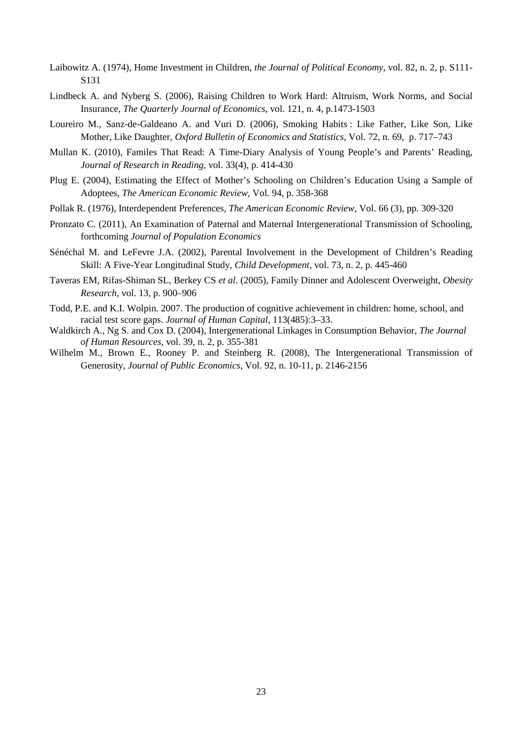Laibowitz A. (1974), Home Investment in Children, *the Journal of Political Economy*, vol. 82, n. 2, p. S111-S131

Lindbeck A. and Nyberg S. (2006), Raising Children to Work Hard: Altruism, Work Norms, and Social Insurance, *The Quarterly Journal of Economics*, vol. 121, n. 4, p.1473-1503

Loureiro M., Sanz-de-Galdeano A. and Vuri D. (2006), Smoking Habits : Like Father, Like Son, Like Mother, Like Daughter, *Oxford Bulletin of Economics and Statistics*, Vol. 72, n. 69, p. 717–743

Mullan K. (2010), Familes That Read: A Time-Diary Analysis of Young People's and Parents' Reading, *Journal of Research in Reading*, vol. 33(4), p. 414-430

Plug E. (2004), Estimating the Effect of Mother's Schooling on Children's Education Using a Sample of Adoptees, *The American Economic Review*, Vol. 94, p. 358-368

Pollak R. (1976), Interdependent Preferences, *The American Economic Review*, Vol. 66 (3), pp. 309-320

Pronzato C. (2011), An Examination of Paternal and Maternal Intergenerational Transmission of Schooling, forthcoming *Journal of Population Economics*

Sénéchal M. and LeFevre J.A. (2002), Parental Involvement in the Development of Children's Reading Skill: A Five-Year Longitudinal Study, *Child Development*, vol. 73, n. 2, p. 445-460

Taveras EM, Rifas-Shiman SL, Berkey CS *et al*. (2005), Family Dinner and Adolescent Overweight, *Obesity Research*, vol. 13, p. 900–906

Todd, P.E. and K.I. Wolpin. 2007. The production of cognitive achievement in children: home, school, and racial test score gaps. *Journal of Human Capital*, 113(485):3–33.

Waldkirch A., Ng S. and Cox D. (2004), Intergenerational Linkages in Consumption Behavior, *The Journal of Human Resources*, vol. 39, n. 2, p. 355-381

Wilhelm M., Brown E., Rooney P. and Steinberg R. (2008), The Intergenerational Transmission of Generosity, *Journal of Public Economics*, Vol. 92, n. 10-11, p. 2146-2156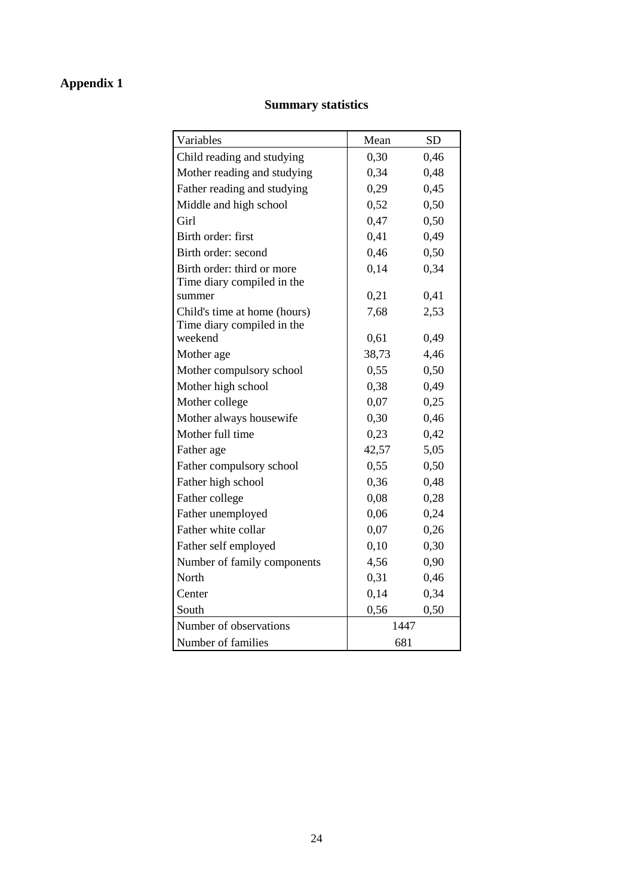# Appendix 1

## Summary statistics

| Variables | Mean | SD |
|---|---|---|
| Child reading and studying | 0,30 | 0,46 |
| Mother reading and studying | 0,34 | 0,48 |
| Father reading and studying | 0,29 | 0,45 |
| Middle and high school | 0,52 | 0,50 |
| Girl | 0,47 | 0,50 |
| Birth order: first | 0,41 | 0,49 |
| Birth order: second | 0,46 | 0,50 |
| Birth order: third or more | 0,14 | 0,34 |
| Time diary compiled in the summer | 0,21 | 0,41 |
| Child's time at home (hours) | 7,68 | 2,53 |
| Time diary compiled in the weekend | 0,61 | 0,49 |
| Mother age | 38,73 | 4,46 |
| Mother compulsory school | 0,55 | 0,50 |
| Mother high school | 0,38 | 0,49 |
| Mother college | 0,07 | 0,25 |
| Mother always housewife | 0,30 | 0,46 |
| Mother full time | 0,23 | 0,42 |
| Father age | 42,57 | 5,05 |
| Father compulsory school | 0,55 | 0,50 |
| Father high school | 0,36 | 0,48 |
| Father college | 0,08 | 0,28 |
| Father unemployed | 0,06 | 0,24 |
| Father white collar | 0,07 | 0,26 |
| Father self employed | 0,10 | 0,30 |
| Number of family components | 4,56 | 0,90 |
| North | 0,31 | 0,46 |
| Center | 0,14 | 0,34 |
| South | 0,56 | 0,50 |
| Number of observations | 1447 | |
| Number of families | 681 | |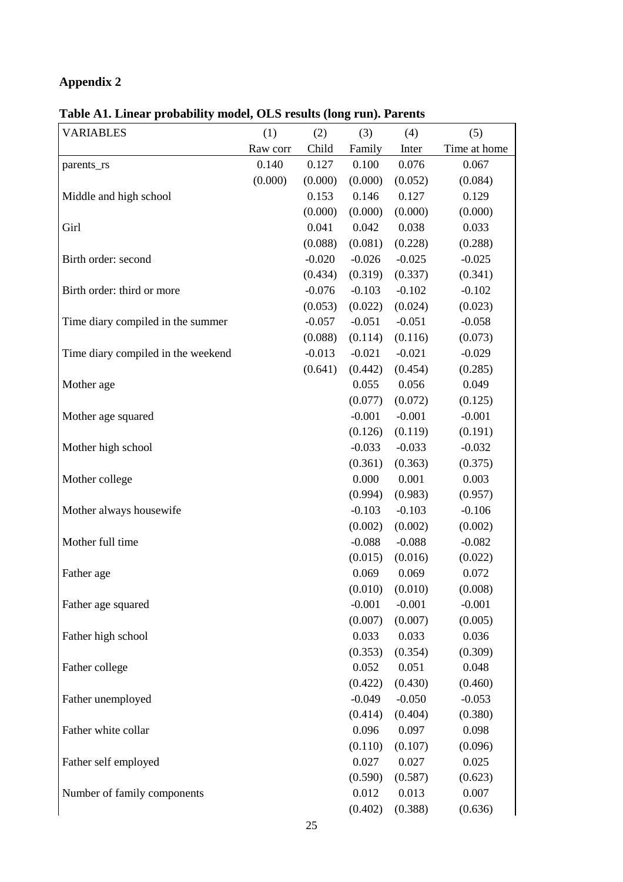## Appendix 2

**Table A1. Linear probability model, OLS results (long run). Parents**

| VARIABLES | (1) | (2) | (3) | (4) | (5) |
|---|---|---|---|---|---|
| | Raw corr | Child | Family | Inter | Time at home |
| parents_rs | 0.140 | 0.127 | 0.100 | 0.076 | 0.067 |
| | (0.000) | (0.000) | (0.000) | (0.052) | (0.084) |
| Middle and high school | | 0.153 | 0.146 | 0.127 | 0.129 |
| | | (0.000) | (0.000) | (0.000) | (0.000) |
| Girl | | 0.041 | 0.042 | 0.038 | 0.033 |
| | | (0.088) | (0.081) | (0.228) | (0.288) |
| Birth order: second | | -0.020 | -0.026 | -0.025 | -0.025 |
| | | (0.434) | (0.319) | (0.337) | (0.341) |
| Birth order: third or more | | -0.076 | -0.103 | -0.102 | -0.102 |
| | | (0.053) | (0.022) | (0.024) | (0.023) |
| Time diary compiled in the summer | | -0.057 | -0.051 | -0.051 | -0.058 |
| | | (0.088) | (0.114) | (0.116) | (0.073) |
| Time diary compiled in the weekend | | -0.013 | -0.021 | -0.021 | -0.029 |
| | | (0.641) | (0.442) | (0.454) | (0.285) |
| Mother age | | | 0.055 | 0.056 | 0.049 |
| | | | (0.077) | (0.072) | (0.125) |
| Mother age squared | | | -0.001 | -0.001 | -0.001 |
| | | | (0.126) | (0.119) | (0.191) |
| Mother high school | | | -0.033 | -0.033 | -0.032 |
| | | | (0.361) | (0.363) | (0.375) |
| Mother college | | | 0.000 | 0.001 | 0.003 |
| | | | (0.994) | (0.983) | (0.957) |
| Mother always housewife | | | -0.103 | -0.103 | -0.106 |
| | | | (0.002) | (0.002) | (0.002) |
| Mother full time | | | -0.088 | -0.088 | -0.082 |
| | | | (0.015) | (0.016) | (0.022) |
| Father age | | | 0.069 | 0.069 | 0.072 |
| | | | (0.010) | (0.010) | (0.008) |
| Father age squared | | | -0.001 | -0.001 | -0.001 |
| | | | (0.007) | (0.007) | (0.005) |
| Father high school | | | 0.033 | 0.033 | 0.036 |
| | | | (0.353) | (0.354) | (0.309) |
| Father college | | | 0.052 | 0.051 | 0.048 |
| | | | (0.422) | (0.430) | (0.460) |
| Father unemployed | | | -0.049 | -0.050 | -0.053 |
| | | | (0.414) | (0.404) | (0.380) |
| Father white collar | | | 0.096 | 0.097 | 0.098 |
| | | | (0.110) | (0.107) | (0.096) |
| Father self employed | | | 0.027 | 0.027 | 0.025 |
| | | | (0.590) | (0.587) | (0.623) |
| Number of family components | | | 0.012 | 0.013 | 0.007 |
| | | | (0.402) | (0.388) | (0.636) |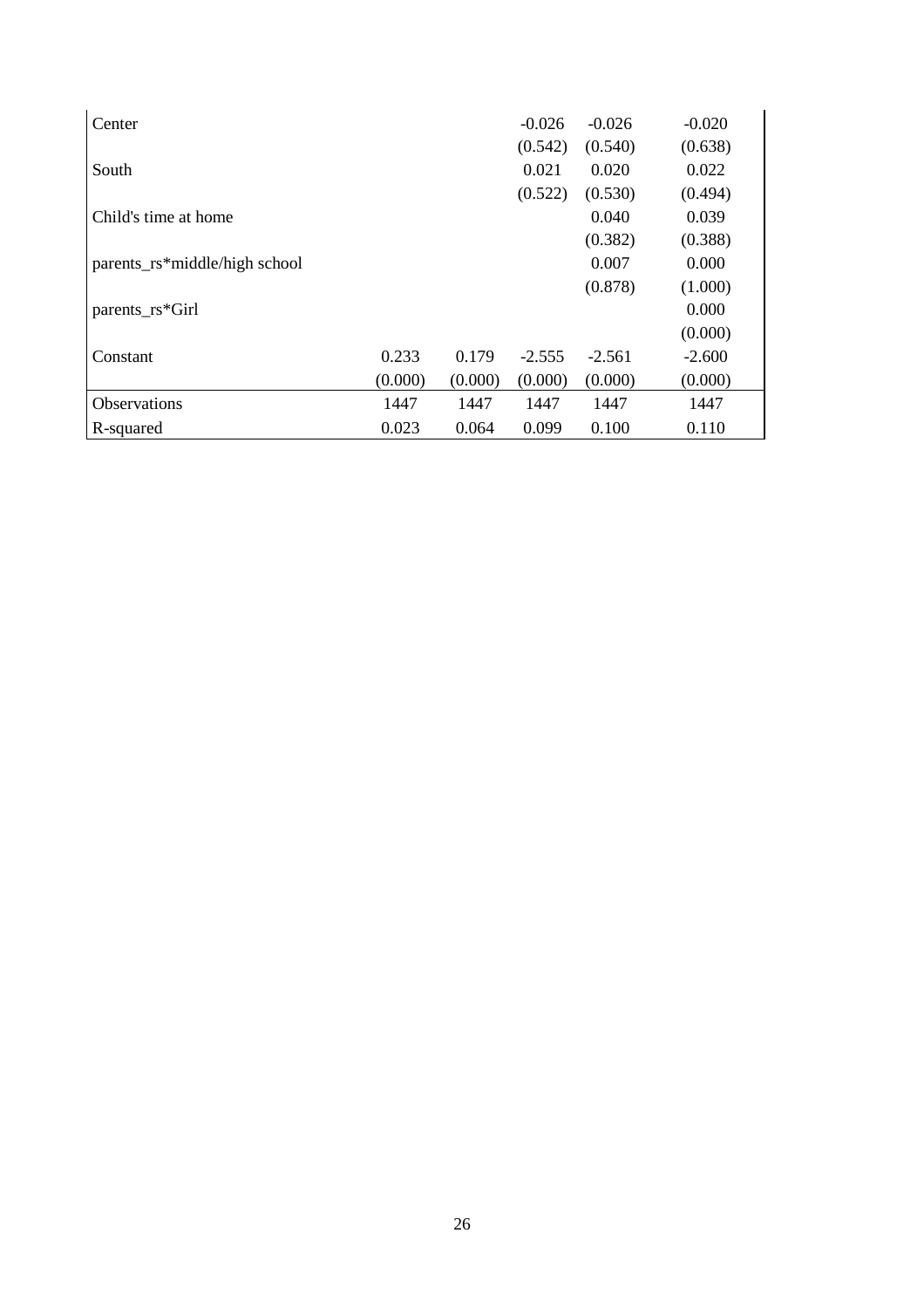| | | | | | |
|---|---|---|---|---|---|
| Center | | | -0.026 | -0.026 | -0.020 |
| | | | (0.542) | (0.540) | (0.638) |
| South | | | 0.021 | 0.020 | 0.022 |
| | | | (0.522) | (0.530) | (0.494) |
| Child's time at home | | | | 0.040 | 0.039 |
| | | | | (0.382) | (0.388) |
| parents_rs*middle/high school | | | | 0.007 | 0.000 |
| | | | | (0.878) | (1.000) |
| parents_rs*Girl | | | | | 0.000 |
| | | | | | (0.000) |
| Constant | 0.233 | 0.179 | -2.555 | -2.561 | -2.600 |
| | (0.000) | (0.000) | (0.000) | (0.000) | (0.000) |
| Observations | 1447 | 1447 | 1447 | 1447 | 1447 |
| R-squared | 0.023 | 0.064 | 0.099 | 0.100 | 0.110 |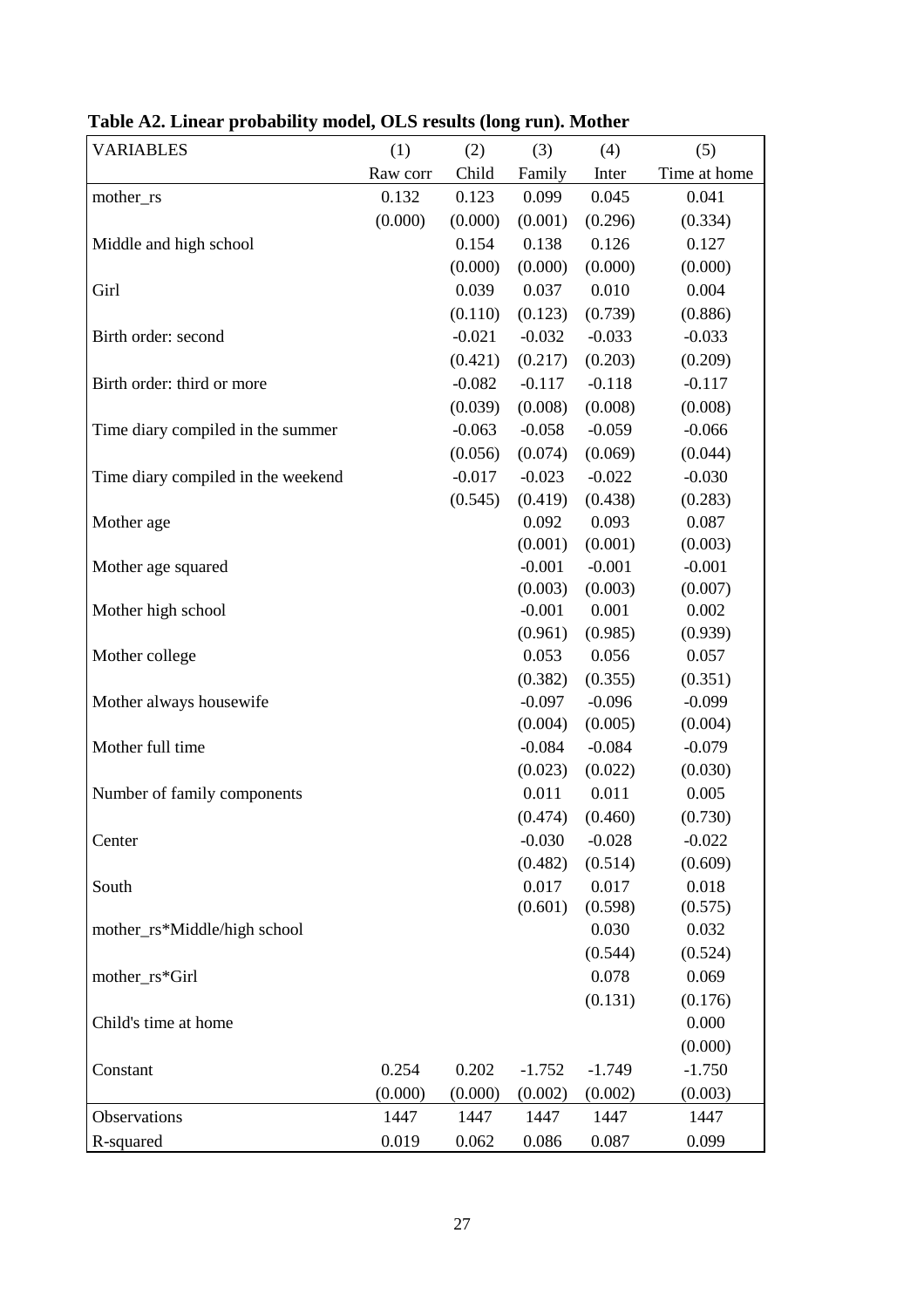**Table A2. Linear probability model, OLS results (long run). Mother**

| VARIABLES | (1) | (2) | (3) | (4) | (5) |
|---|---|---|---|---|---|
| | Raw corr | Child | Family | Inter | Time at home |
| mother_rs | 0.132 | 0.123 | 0.099 | 0.045 | 0.041 |
| | (0.000) | (0.000) | (0.001) | (0.296) | (0.334) |
| Middle and high school | | 0.154 | 0.138 | 0.126 | 0.127 |
| | | (0.000) | (0.000) | (0.000) | (0.000) |
| Girl | | 0.039 | 0.037 | 0.010 | 0.004 |
| | | (0.110) | (0.123) | (0.739) | (0.886) |
| Birth order: second | | -0.021 | -0.032 | -0.033 | -0.033 |
| | | (0.421) | (0.217) | (0.203) | (0.209) |
| Birth order: third or more | | -0.082 | -0.117 | -0.118 | -0.117 |
| | | (0.039) | (0.008) | (0.008) | (0.008) |
| Time diary compiled in the summer | | -0.063 | -0.058 | -0.059 | -0.066 |
| | | (0.056) | (0.074) | (0.069) | (0.044) |
| Time diary compiled in the weekend | | -0.017 | -0.023 | -0.022 | -0.030 |
| | | (0.545) | (0.419) | (0.438) | (0.283) |
| Mother age | | | 0.092 | 0.093 | 0.087 |
| | | | (0.001) | (0.001) | (0.003) |
| Mother age squared | | | -0.001 | -0.001 | -0.001 |
| | | | (0.003) | (0.003) | (0.007) |
| Mother high school | | | -0.001 | 0.001 | 0.002 |
| | | | (0.961) | (0.985) | (0.939) |
| Mother college | | | 0.053 | 0.056 | 0.057 |
| | | | (0.382) | (0.355) | (0.351) |
| Mother always housewife | | | -0.097 | -0.096 | -0.099 |
| | | | (0.004) | (0.005) | (0.004) |
| Mother full time | | | -0.084 | -0.084 | -0.079 |
| | | | (0.023) | (0.022) | (0.030) |
| Number of family components | | | 0.011 | 0.011 | 0.005 |
| | | | (0.474) | (0.460) | (0.730) |
| Center | | | -0.030 | -0.028 | -0.022 |
| | | | (0.482) | (0.514) | (0.609) |
| South | | | 0.017 | 0.017 | 0.018 |
| | | | (0.601) | (0.598) | (0.575) |
| mother_rs*Middle/high school | | | | 0.030 | 0.032 |
| | | | | (0.544) | (0.524) |
| mother_rs*Girl | | | | 0.078 | 0.069 |
| | | | | (0.131) | (0.176) |
| Child's time at home | | | | | 0.000 |
| | | | | | (0.000) |
| Constant | 0.254 | 0.202 | -1.752 | -1.749 | -1.750 |
| | (0.000) | (0.000) | (0.002) | (0.002) | (0.003) |
| Observations | 1447 | 1447 | 1447 | 1447 | 1447 |
| R-squared | 0.019 | 0.062 | 0.086 | 0.087 | 0.099 |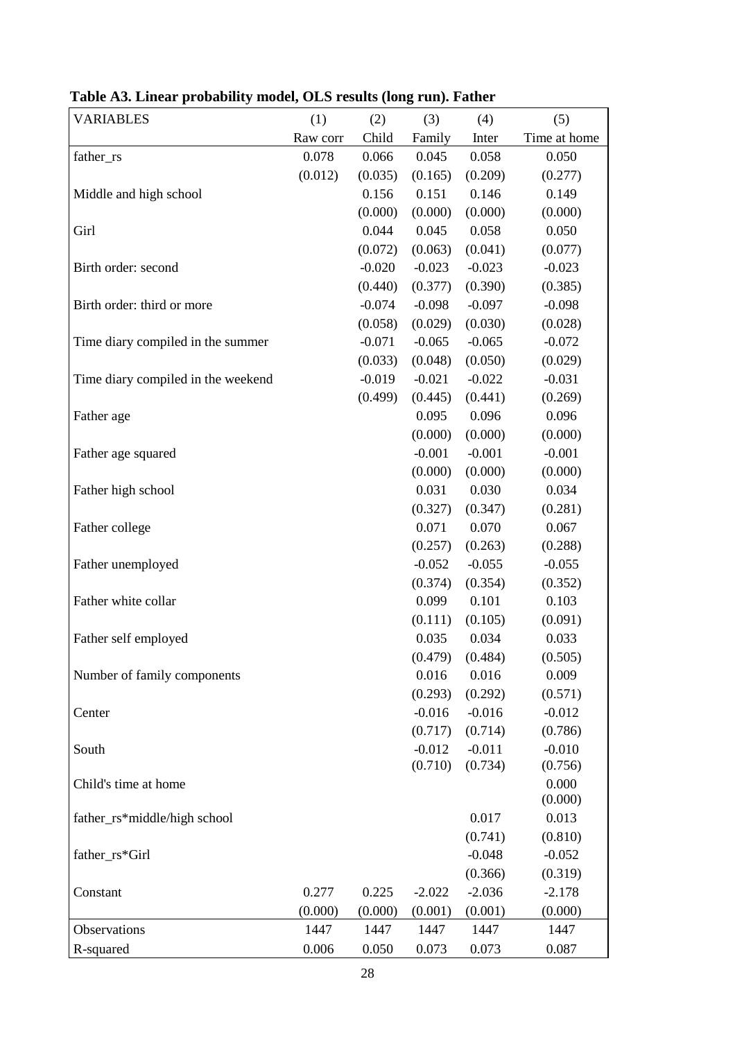**Table A3. Linear probability model, OLS results (long run). Father**

| VARIABLES | (1) | (2) | (3) | (4) | (5) |
|---|---|---|---|---|---|
| | Raw corr | Child | Family | Inter | Time at home |
| father_rs | 0.078 | 0.066 | 0.045 | 0.058 | 0.050 |
| | (0.012) | (0.035) | (0.165) | (0.209) | (0.277) |
| Middle and high school | | 0.156 | 0.151 | 0.146 | 0.149 |
| | | (0.000) | (0.000) | (0.000) | (0.000) |
| Girl | | 0.044 | 0.045 | 0.058 | 0.050 |
| | | (0.072) | (0.063) | (0.041) | (0.077) |
| Birth order: second | | -0.020 | -0.023 | -0.023 | -0.023 |
| | | (0.440) | (0.377) | (0.390) | (0.385) |
| Birth order: third or more | | -0.074 | -0.098 | -0.097 | -0.098 |
| | | (0.058) | (0.029) | (0.030) | (0.028) |
| Time diary compiled in the summer | | -0.071 | -0.065 | -0.065 | -0.072 |
| | | (0.033) | (0.048) | (0.050) | (0.029) |
| Time diary compiled in the weekend | | -0.019 | -0.021 | -0.022 | -0.031 |
| | | (0.499) | (0.445) | (0.441) | (0.269) |
| Father age | | | 0.095 | 0.096 | 0.096 |
| | | | (0.000) | (0.000) | (0.000) |
| Father age squared | | | -0.001 | -0.001 | -0.001 |
| | | | (0.000) | (0.000) | (0.000) |
| Father high school | | | 0.031 | 0.030 | 0.034 |
| | | | (0.327) | (0.347) | (0.281) |
| Father college | | | 0.071 | 0.070 | 0.067 |
| | | | (0.257) | (0.263) | (0.288) |
| Father unemployed | | | -0.052 | -0.055 | -0.055 |
| | | | (0.374) | (0.354) | (0.352) |
| Father white collar | | | 0.099 | 0.101 | 0.103 |
| | | | (0.111) | (0.105) | (0.091) |
| Father self employed | | | 0.035 | 0.034 | 0.033 |
| | | | (0.479) | (0.484) | (0.505) |
| Number of family components | | | 0.016 | 0.016 | 0.009 |
| | | | (0.293) | (0.292) | (0.571) |
| Center | | | -0.016 | -0.016 | -0.012 |
| | | | (0.717) | (0.714) | (0.786) |
| South | | | -0.012 | -0.011 | -0.010 |
| | | | (0.710) | (0.734) | (0.756) |
| Child's time at home | | | | | 0.000 |
| | | | | | (0.000) |
| father_rs*middle/high school | | | | 0.017 | 0.013 |
| | | | | (0.741) | (0.810) |
| father_rs*Girl | | | | -0.048 | -0.052 |
| | | | | (0.366) | (0.319) |
| Constant | 0.277 | 0.225 | -2.022 | -2.036 | -2.178 |
| | (0.000) | (0.000) | (0.001) | (0.001) | (0.000) |
| Observations | 1447 | 1447 | 1447 | 1447 | 1447 |
| R-squared | 0.006 | 0.050 | 0.073 | 0.073 | 0.087 |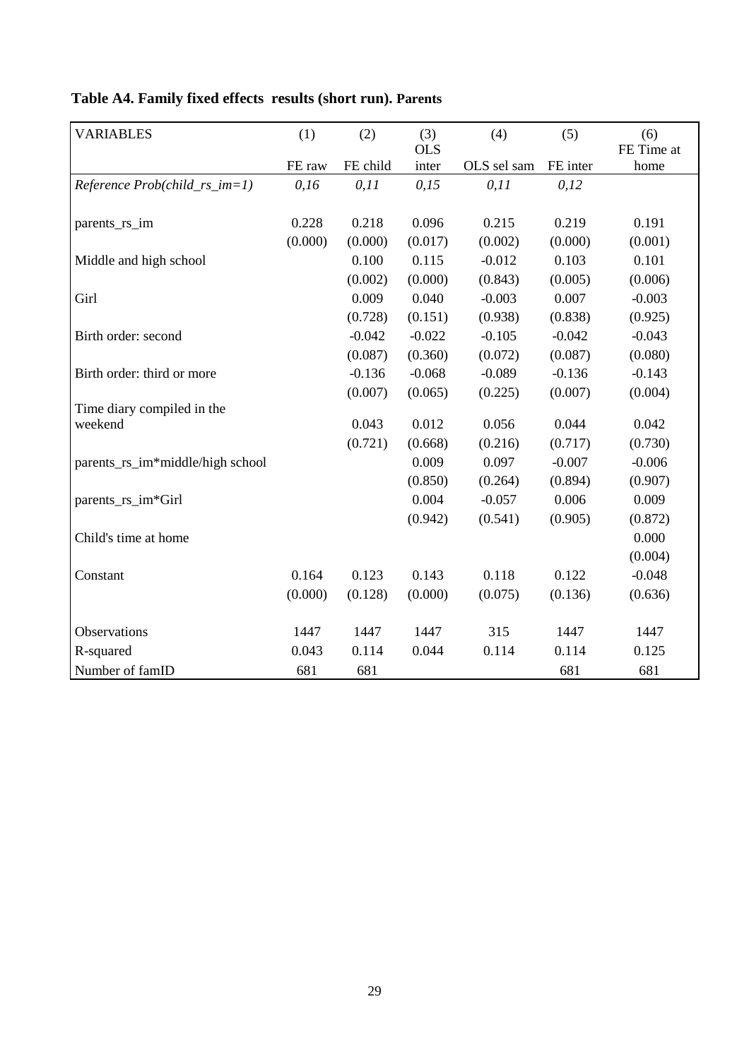**Table A4. Family fixed effects results (short run). Parents**

| VARIABLES | (1) FE raw | (2) FE child | (3) OLS inter | (4) OLS sel sam | (5) FE inter | (6) FE Time at home |
|---|---|---|---|---|---|---|
| *Reference Prob(child_rs_im=1)* | *0,16* | *0,11* | *0,15* | *0,11* | *0,12* | |
| | | | | | | |
| parents_rs_im | 0.228 | 0.218 | 0.096 | 0.215 | 0.219 | 0.191 |
| | (0.000) | (0.000) | (0.017) | (0.002) | (0.000) | (0.001) |
| Middle and high school | | 0.100 | 0.115 | -0.012 | 0.103 | 0.101 |
| | | (0.002) | (0.000) | (0.843) | (0.005) | (0.006) |
| Girl | | 0.009 | 0.040 | -0.003 | 0.007 | -0.003 |
| | | (0.728) | (0.151) | (0.938) | (0.838) | (0.925) |
| Birth order: second | | -0.042 | -0.022 | -0.105 | -0.042 | -0.043 |
| | | (0.087) | (0.360) | (0.072) | (0.087) | (0.080) |
| Birth order: third or more | | -0.136 | -0.068 | -0.089 | -0.136 | -0.143 |
| | | (0.007) | (0.065) | (0.225) | (0.007) | (0.004) |
| Time diary compiled in the weekend | | 0.043 | 0.012 | 0.056 | 0.044 | 0.042 |
| | | (0.721) | (0.668) | (0.216) | (0.717) | (0.730) |
| parents_rs_im*middle/high school | | | 0.009 | 0.097 | -0.007 | -0.006 |
| | | | (0.850) | (0.264) | (0.894) | (0.907) |
| parents_rs_im*Girl | | | 0.004 | -0.057 | 0.006 | 0.009 |
| | | | (0.942) | (0.541) | (0.905) | (0.872) |
| Child's time at home | | | | | | 0.000 |
| | | | | | | (0.004) |
| Constant | 0.164 | 0.123 | 0.143 | 0.118 | 0.122 | -0.048 |
| | (0.000) | (0.128) | (0.000) | (0.075) | (0.136) | (0.636) |
| | | | | | | |
| Observations | 1447 | 1447 | 1447 | 315 | 1447 | 1447 |
| R-squared | 0.043 | 0.114 | 0.044 | 0.114 | 0.114 | 0.125 |
| Number of famID | 681 | 681 | | | 681 | 681 |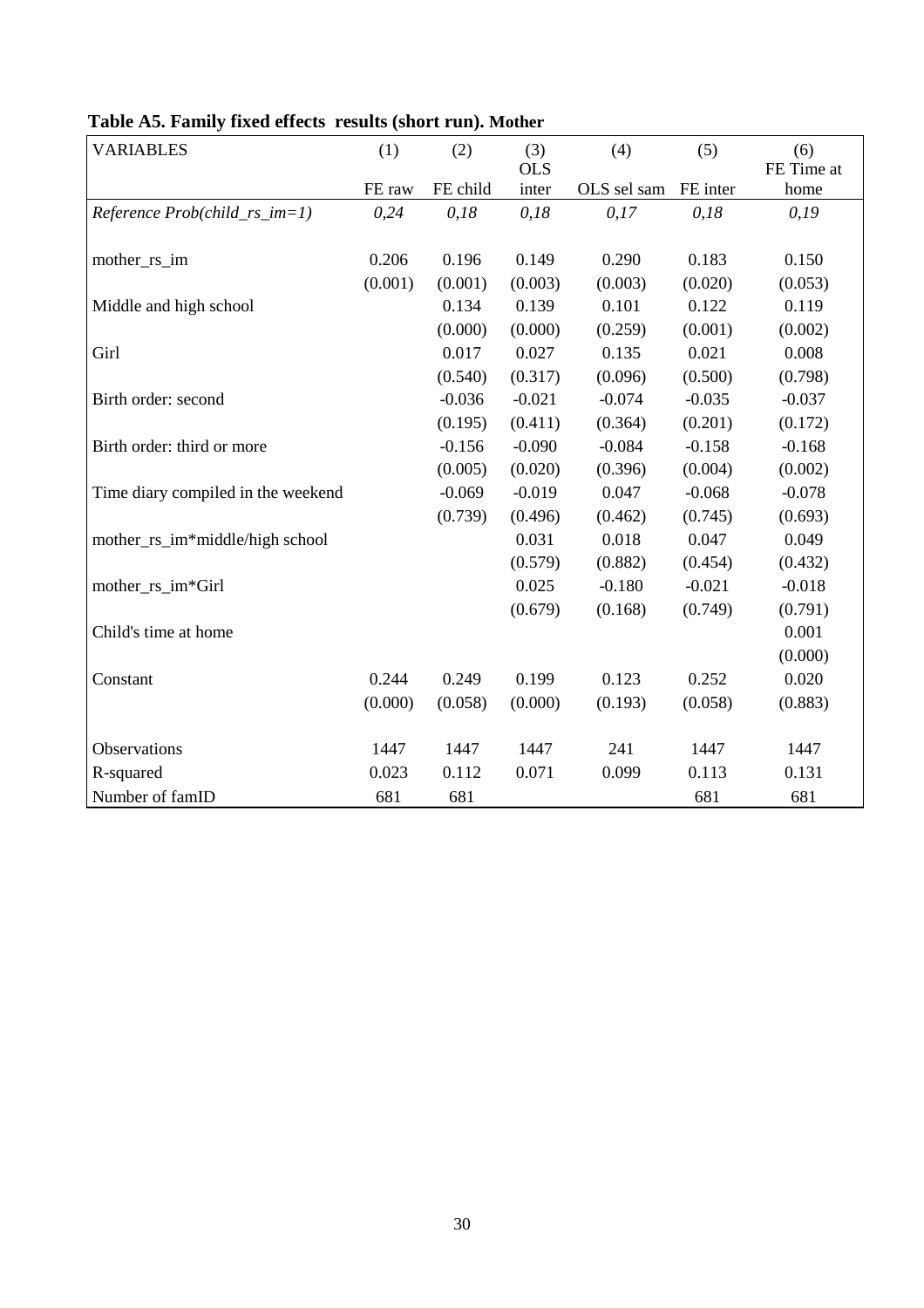**Table A5. Family fixed effects results (short run). Mother**

| VARIABLES | (1) | (2) | (3) | (4) | (5) | (6) |
|---|---|---|---|---|---|---|
| | FE raw | FE child | OLS inter | OLS sel sam | FE inter | FE Time at home |
| *Reference Prob(child_rs_im=1)* | *0,24* | *0,18* | *0,18* | *0,17* | *0,18* | *0,19* |
| mother_rs_im | 0.206 | 0.196 | 0.149 | 0.290 | 0.183 | 0.150 |
| | (0.001) | (0.001) | (0.003) | (0.003) | (0.020) | (0.053) |
| Middle and high school | | 0.134 | 0.139 | 0.101 | 0.122 | 0.119 |
| | | (0.000) | (0.000) | (0.259) | (0.001) | (0.002) |
| Girl | | 0.017 | 0.027 | 0.135 | 0.021 | 0.008 |
| | | (0.540) | (0.317) | (0.096) | (0.500) | (0.798) |
| Birth order: second | | -0.036 | -0.021 | -0.074 | -0.035 | -0.037 |
| | | (0.195) | (0.411) | (0.364) | (0.201) | (0.172) |
| Birth order: third or more | | -0.156 | -0.090 | -0.084 | -0.158 | -0.168 |
| | | (0.005) | (0.020) | (0.396) | (0.004) | (0.002) |
| Time diary compiled in the weekend | | -0.069 | -0.019 | 0.047 | -0.068 | -0.078 |
| | | (0.739) | (0.496) | (0.462) | (0.745) | (0.693) |
| mother_rs_im*middle/high school | | | 0.031 | 0.018 | 0.047 | 0.049 |
| | | | (0.579) | (0.882) | (0.454) | (0.432) |
| mother_rs_im*Girl | | | 0.025 | -0.180 | -0.021 | -0.018 |
| | | | (0.679) | (0.168) | (0.749) | (0.791) |
| Child's time at home | | | | | | 0.001 |
| | | | | | | (0.000) |
| Constant | 0.244 | 0.249 | 0.199 | 0.123 | 0.252 | 0.020 |
| | (0.000) | (0.058) | (0.000) | (0.193) | (0.058) | (0.883) |
| Observations | 1447 | 1447 | 1447 | 241 | 1447 | 1447 |
| R-squared | 0.023 | 0.112 | 0.071 | 0.099 | 0.113 | 0.131 |
| Number of famID | 681 | 681 | | | 681 | 681 |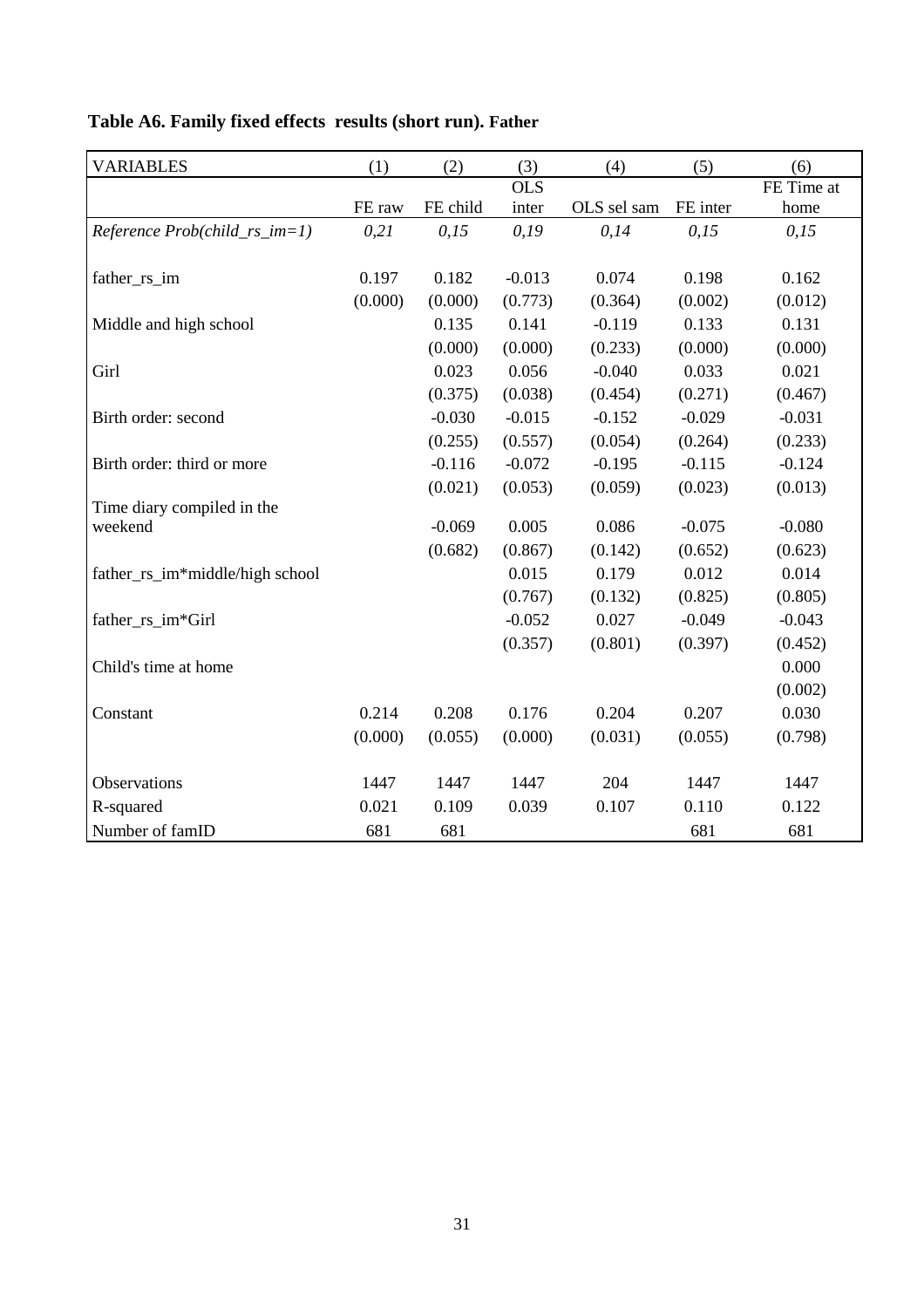**Table A6. Family fixed effects results (short run). Father**

| VARIABLES | (1) | (2) | (3) | (4) | (5) | (6) |
|---|---|---|---|---|---|---|
| | FE raw | FE child | OLS inter | OLS sel sam | FE inter | FE Time at home |
| *Reference Prob(child_rs_im=1)* | *0,21* | *0,15* | *0,19* | *0,14* | *0,15* | *0,15* |
| father_rs_im | 0.197 | 0.182 | -0.013 | 0.074 | 0.198 | 0.162 |
| | (0.000) | (0.000) | (0.773) | (0.364) | (0.002) | (0.012) |
| Middle and high school | | 0.135 | 0.141 | -0.119 | 0.133 | 0.131 |
| | | (0.000) | (0.000) | (0.233) | (0.000) | (0.000) |
| Girl | | 0.023 | 0.056 | -0.040 | 0.033 | 0.021 |
| | | (0.375) | (0.038) | (0.454) | (0.271) | (0.467) |
| Birth order: second | | -0.030 | -0.015 | -0.152 | -0.029 | -0.031 |
| | | (0.255) | (0.557) | (0.054) | (0.264) | (0.233) |
| Birth order: third or more | | -0.116 | -0.072 | -0.195 | -0.115 | -0.124 |
| | | (0.021) | (0.053) | (0.059) | (0.023) | (0.013) |
| Time diary compiled in the weekend | | -0.069 | 0.005 | 0.086 | -0.075 | -0.080 |
| | | (0.682) | (0.867) | (0.142) | (0.652) | (0.623) |
| father_rs_im*middle/high school | | | 0.015 | 0.179 | 0.012 | 0.014 |
| | | | (0.767) | (0.132) | (0.825) | (0.805) |
| father_rs_im*Girl | | | -0.052 | 0.027 | -0.049 | -0.043 |
| | | | (0.357) | (0.801) | (0.397) | (0.452) |
| Child's time at home | | | | | | 0.000 |
| | | | | | | (0.002) |
| Constant | 0.214 | 0.208 | 0.176 | 0.204 | 0.207 | 0.030 |
| | (0.000) | (0.055) | (0.000) | (0.031) | (0.055) | (0.798) |
| Observations | 1447 | 1447 | 1447 | 204 | 1447 | 1447 |
| R-squared | 0.021 | 0.109 | 0.039 | 0.107 | 0.110 | 0.122 |
| Number of famID | 681 | 681 | | | 681 | 681 |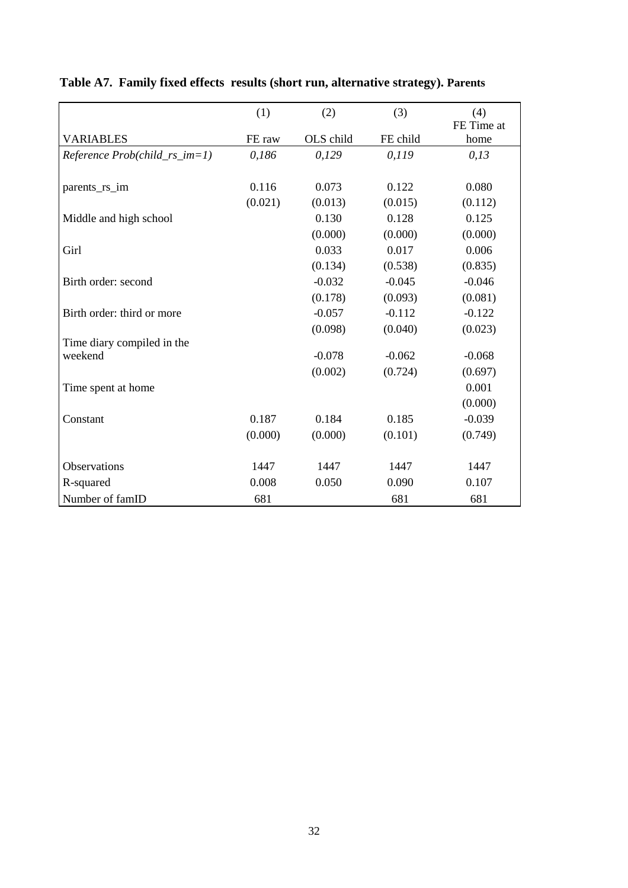**Table A7. Family fixed effects results (short run, alternative strategy). Parents**

| VARIABLES | (1)<br>FE raw | (2)<br>OLS child | (3)<br>FE child | (4)<br>FE Time at home |
|---|---|---|---|---|
| *Reference Prob(child_rs_im=1)* | *0,186* | *0,129* | *0,119* | *0,13* |
| parents_rs_im | 0.116 | 0.073 | 0.122 | 0.080 |
| | (0.021) | (0.013) | (0.015) | (0.112) |
| Middle and high school | | 0.130 | 0.128 | 0.125 |
| | | (0.000) | (0.000) | (0.000) |
| Girl | | 0.033 | 0.017 | 0.006 |
| | | (0.134) | (0.538) | (0.835) |
| Birth order: second | | -0.032 | -0.045 | -0.046 |
| | | (0.178) | (0.093) | (0.081) |
| Birth order: third or more | | -0.057 | -0.112 | -0.122 |
| | | (0.098) | (0.040) | (0.023) |
| Time diary compiled in the weekend | | -0.078 | -0.062 | -0.068 |
| | | (0.002) | (0.724) | (0.697) |
| Time spent at home | | | | 0.001 |
| | | | | (0.000) |
| Constant | 0.187 | 0.184 | 0.185 | -0.039 |
| | (0.000) | (0.000) | (0.101) | (0.749) |
| Observations | 1447 | 1447 | 1447 | 1447 |
| R-squared | 0.008 | 0.050 | 0.090 | 0.107 |
| Number of famID | 681 | | 681 | 681 |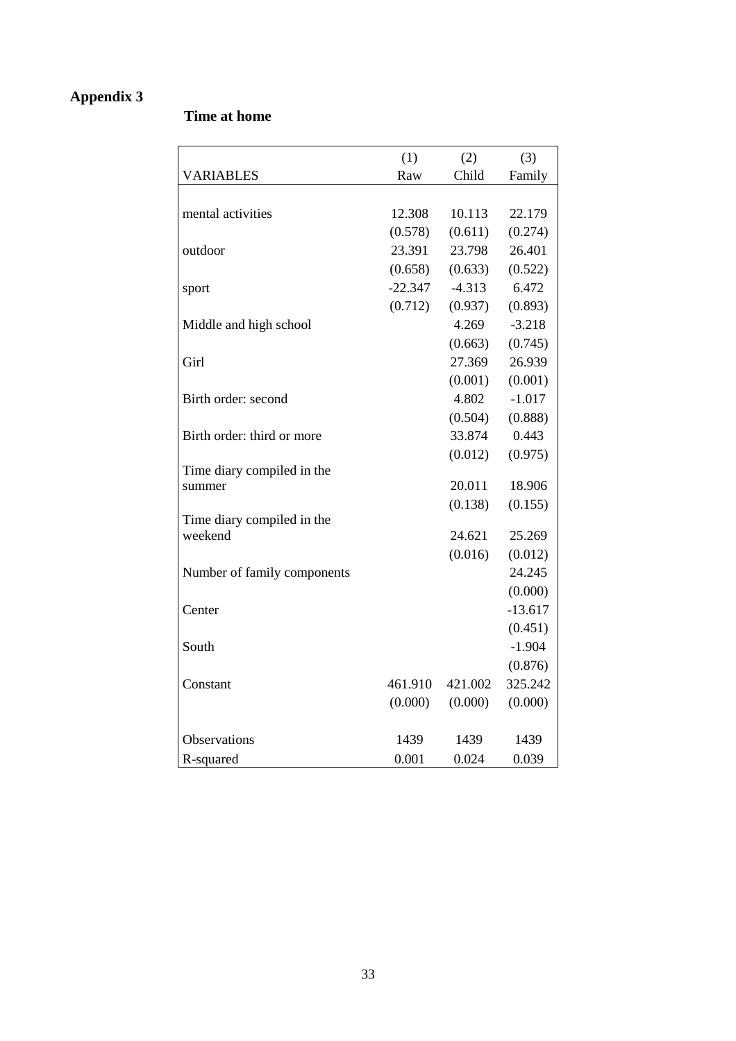# Appendix 3

**Time at home**

| | (1) | (2) | (3) |
|---|---|---|---|
| VARIABLES | Raw | Child | Family |
| mental activities | 12.308 | 10.113 | 22.179 |
| | (0.578) | (0.611) | (0.274) |
| outdoor | 23.391 | 23.798 | 26.401 |
| | (0.658) | (0.633) | (0.522) |
| sport | -22.347 | -4.313 | 6.472 |
| | (0.712) | (0.937) | (0.893) |
| Middle and high school | | 4.269 | -3.218 |
| | | (0.663) | (0.745) |
| Girl | | 27.369 | 26.939 |
| | | (0.001) | (0.001) |
| Birth order: second | | 4.802 | -1.017 |
| | | (0.504) | (0.888) |
| Birth order: third or more | | 33.874 | 0.443 |
| | | (0.012) | (0.975) |
| Time diary compiled in the summer | | 20.011 | 18.906 |
| | | (0.138) | (0.155) |
| Time diary compiled in the weekend | | 24.621 | 25.269 |
| | | (0.016) | (0.012) |
| Number of family components | | | 24.245 |
| | | | (0.000) |
| Center | | | -13.617 |
| | | | (0.451) |
| South | | | -1.904 |
| | | | (0.876) |
| Constant | 461.910 | 421.002 | 325.242 |
| | (0.000) | (0.000) | (0.000) |
| Observations | 1439 | 1439 | 1439 |
| R-squared | 0.001 | 0.024 | 0.039 |